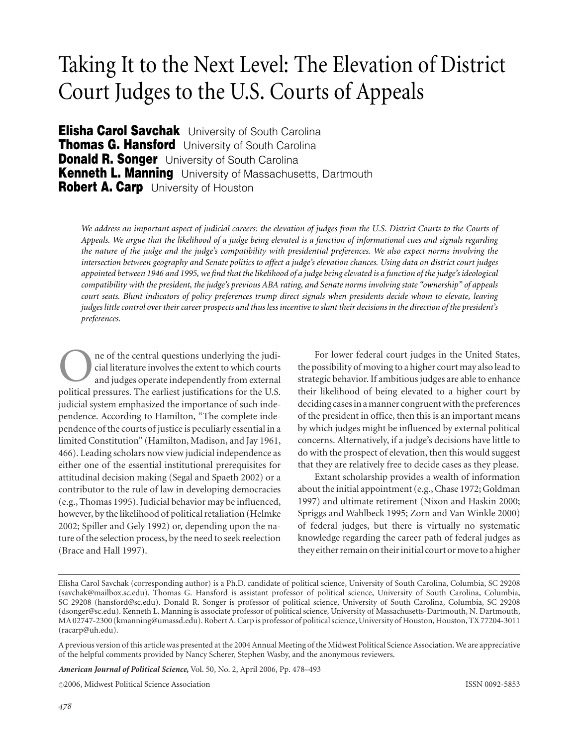# Taking It to the Next Level: The Elevation of District Court Judges to the U.S. Courts of Appeals

**Elisha Carol Savchak** University of South Carolina
**Thomas G. Hansford** University of South Carolina
**Donald R. Songer** University of South Carolina
**Kenneth L. Manning** University of Massachusetts, Dartmouth
**Robert A. Carp** University of Houston

*We address an important aspect of judicial careers: the elevation of judges from the U.S. District Courts to the Courts of Appeals. We argue that the likelihood of a judge being elevated is a function of informational cues and signals regarding the nature of the judge and the judge's compatibility with presidential preferences. We also expect norms involving the intersection between geography and Senate politics to affect a judge's elevation chances. Using data on district court judges appointed between 1946 and 1995, we find that the likelihood of a judge being elevated is a function of the judge's ideological compatibility with the president, the judge's previous ABA rating, and Senate norms involving state "ownership" of appeals court seats. Blunt indicators of policy preferences trump direct signals when presidents decide whom to elevate, leaving judges little control over their career prospects and thus less incentive to slant their decisions in the direction of the president's preferences.*

One of the central questions underlying the judicial literature involves the extent to which courts and judges operate independently from external political pressures. The earliest justifications for the U.S. judicial system emphasized the importance of such independence. According to Hamilton, "The complete independence of the courts of justice is peculiarly essential in a limited Constitution" (Hamilton, Madison, and Jay 1961, 466). Leading scholars now view judicial independence as either one of the essential institutional prerequisites for attitudinal decision making (Segal and Spaeth 2002) or a contributor to the rule of law in developing democracies (e.g., Thomas 1995). Judicial behavior may be influenced, however, by the likelihood of political retaliation (Helmke 2002; Spiller and Gely 1992) or, depending upon the nature of the selection process, by the need to seek reelection (Brace and Hall 1997).

For lower federal court judges in the United States, the possibility of moving to a higher court may also lead to strategic behavior. If ambitious judges are able to enhance their likelihood of being elevated to a higher court by deciding cases in a manner congruent with the preferences of the president in office, then this is an important means by which judges might be influenced by external political concerns. Alternatively, if a judge's decisions have little to do with the prospect of elevation, then this would suggest that they are relatively free to decide cases as they please.

Extant scholarship provides a wealth of information about the initial appointment (e.g., Chase 1972; Goldman 1997) and ultimate retirement (Nixon and Haskin 2000; Spriggs and Wahlbeck 1995; Zorn and Van Winkle 2000) of federal judges, but there is virtually no systematic knowledge regarding the career path of federal judges as they either remain on their initial court or move to a higher

---

Elisha Carol Savchak (corresponding author) is a Ph.D. candidate of political science, University of South Carolina, Columbia, SC 29208 (savchak@mailbox.sc.edu). Thomas G. Hansford is assistant professor of political science, University of South Carolina, Columbia, SC 29208 (hansford@sc.edu). Donald R. Songer is professor of political science, University of South Carolina, Columbia, SC 29208 (dsonger@sc.edu). Kenneth L. Manning is associate professor of political science, University of Massachusetts-Dartmouth, N. Dartmouth, MA 02747-2300 (kmanning@umassd.edu). Robert A. Carp is professor of political science, University of Houston, Houston, TX 77204-3011 (racarp@uh.edu).

A previous version of this article was presented at the 2004 Annual Meeting of the Midwest Political Science Association. We are appreciative of the helpful comments provided by Nancy Scherer, Stephen Wasby, and the anonymous reviewers.

*American Journal of Political Science,* Vol. 50, No. 2, April 2006, Pp. 478–493

©2006, Midwest Political Science Association ISSN 0092-5853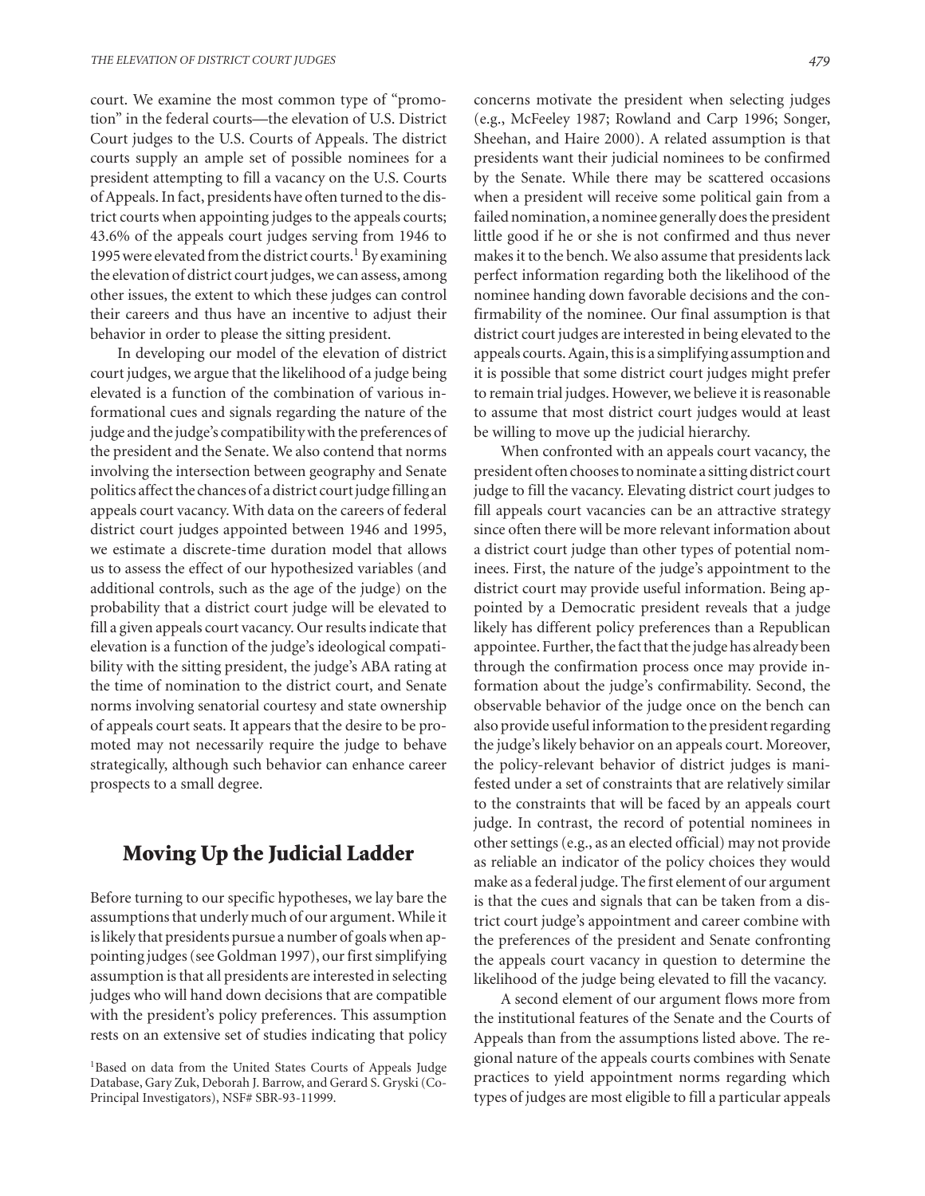court. We examine the most common type of "promotion" in the federal courts—the elevation of U.S. District Court judges to the U.S. Courts of Appeals. The district courts supply an ample set of possible nominees for a president attempting to fill a vacancy on the U.S. Courts of Appeals. In fact, presidents have often turned to the district courts when appointing judges to the appeals courts; 43.6% of the appeals court judges serving from 1946 to 1995 were elevated from the district courts.[1] By examining the elevation of district court judges, we can assess, among other issues, the extent to which these judges can control their careers and thus have an incentive to adjust their behavior in order to please the sitting president.

In developing our model of the elevation of district court judges, we argue that the likelihood of a judge being elevated is a function of the combination of various informational cues and signals regarding the nature of the judge and the judge's compatibility with the preferences of the president and the Senate. We also contend that norms involving the intersection between geography and Senate politics affect the chances of a district court judge filling an appeals court vacancy. With data on the careers of federal district court judges appointed between 1946 and 1995, we estimate a discrete-time duration model that allows us to assess the effect of our hypothesized variables (and additional controls, such as the age of the judge) on the probability that a district court judge will be elevated to fill a given appeals court vacancy. Our results indicate that elevation is a function of the judge's ideological compatibility with the sitting president, the judge's ABA rating at the time of nomination to the district court, and Senate norms involving senatorial courtesy and state ownership of appeals court seats. It appears that the desire to be promoted may not necessarily require the judge to behave strategically, although such behavior can enhance career prospects to a small degree.

## Moving Up the Judicial Ladder

Before turning to our specific hypotheses, we lay bare the assumptions that underly much of our argument. While it is likely that presidents pursue a number of goals when appointing judges (see Goldman 1997), our first simplifying assumption is that all presidents are interested in selecting judges who will hand down decisions that are compatible with the president's policy preferences. This assumption rests on an extensive set of studies indicating that policy concerns motivate the president when selecting judges (e.g., McFeeley 1987; Rowland and Carp 1996; Songer, Sheehan, and Haire 2000). A related assumption is that presidents want their judicial nominees to be confirmed by the Senate. While there may be scattered occasions when a president will receive some political gain from a failed nomination, a nominee generally does the president little good if he or she is not confirmed and thus never makes it to the bench. We also assume that presidents lack perfect information regarding both the likelihood of the nominee handing down favorable decisions and the confirmability of the nominee. Our final assumption is that district court judges are interested in being elevated to the appeals courts. Again, this is a simplifying assumption and it is possible that some district court judges might prefer to remain trial judges. However, we believe it is reasonable to assume that most district court judges would at least be willing to move up the judicial hierarchy.

When confronted with an appeals court vacancy, the president often chooses to nominate a sitting district court judge to fill the vacancy. Elevating district court judges to fill appeals court vacancies can be an attractive strategy since often there will be more relevant information about a district court judge than other types of potential nominees. First, the nature of the judge's appointment to the district court may provide useful information. Being appointed by a Democratic president reveals that a judge likely has different policy preferences than a Republican appointee. Further, the fact that the judge has already been through the confirmation process once may provide information about the judge's confirmability. Second, the observable behavior of the judge once on the bench can also provide useful information to the president regarding the judge's likely behavior on an appeals court. Moreover, the policy-relevant behavior of district judges is manifested under a set of constraints that are relatively similar to the constraints that will be faced by an appeals court judge. In contrast, the record of potential nominees in other settings (e.g., as an elected official) may not provide as reliable an indicator of the policy choices they would make as a federal judge. The first element of our argument is that the cues and signals that can be taken from a district court judge's appointment and career combine with the preferences of the president and Senate confronting the appeals court vacancy in question to determine the likelihood of the judge being elevated to fill the vacancy.

A second element of our argument flows more from the institutional features of the Senate and the Courts of Appeals than from the assumptions listed above. The regional nature of the appeals courts combines with Senate practices to yield appointment norms regarding which types of judges are most eligible to fill a particular appeals

[1]Based on data from the United States Courts of Appeals Judge Database, Gary Zuk, Deborah J. Barrow, and Gerard S. Gryski (Co-Principal Investigators), NSF# SBR-93-11999.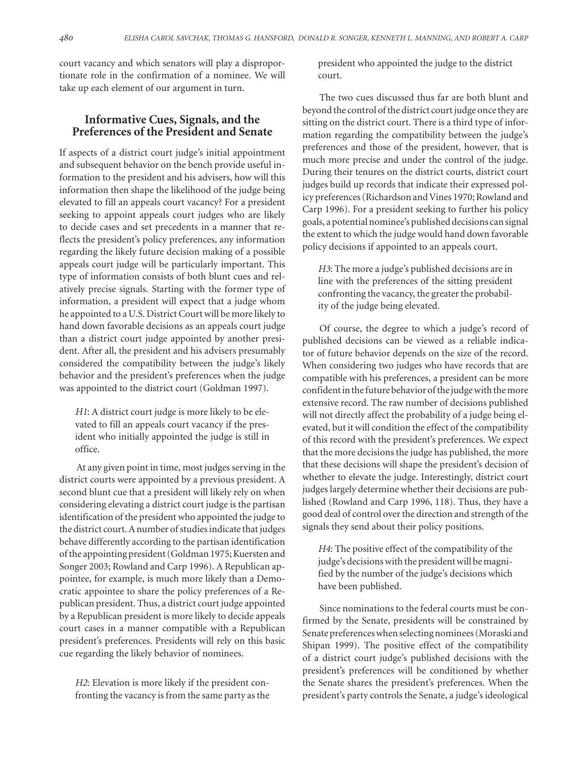court vacancy and which senators will play a disproportionate role in the confirmation of a nominee. We will take up each element of our argument in turn.

## Informative Cues, Signals, and the Preferences of the President and Senate

If aspects of a district court judge's initial appointment and subsequent behavior on the bench provide useful information to the president and his advisers, how will this information then shape the likelihood of the judge being elevated to fill an appeals court vacancy? For a president seeking to appoint appeals court judges who are likely to decide cases and set precedents in a manner that reflects the president's policy preferences, any information regarding the likely future decision making of a possible appeals court judge will be particularly important. This type of information consists of both blunt cues and relatively precise signals. Starting with the former type of information, a president will expect that a judge whom he appointed to a U.S. District Court will be more likely to hand down favorable decisions as an appeals court judge than a district court judge appointed by another president. After all, the president and his advisers presumably considered the compatibility between the judge's likely behavior and the president's preferences when the judge was appointed to the district court (Goldman 1997).

> *H1*: A district court judge is more likely to be elevated to fill an appeals court vacancy if the president who initially appointed the judge is still in office.

At any given point in time, most judges serving in the district courts were appointed by a previous president. A second blunt cue that a president will likely rely on when considering elevating a district court judge is the partisan identification of the president who appointed the judge to the district court. A number of studies indicate that judges behave differently according to the partisan identification of the appointing president (Goldman 1975; Kuersten and Songer 2003; Rowland and Carp 1996). A Republican appointee, for example, is much more likely than a Democratic appointee to share the policy preferences of a Republican president. Thus, a district court judge appointed by a Republican president is more likely to decide appeals court cases in a manner compatible with a Republican president's preferences. Presidents will rely on this basic cue regarding the likely behavior of nominees.

> *H2*: Elevation is more likely if the president confronting the vacancy is from the same party as the president who appointed the judge to the district court.

The two cues discussed thus far are both blunt and beyond the control of the district court judge once they are sitting on the district court. There is a third type of information regarding the compatibility between the judge's preferences and those of the president, however, that is much more precise and under the control of the judge. During their tenures on the district courts, district court judges build up records that indicate their expressed policy preferences (Richardson and Vines 1970; Rowland and Carp 1996). For a president seeking to further his policy goals, a potential nominee's published decisions can signal the extent to which the judge would hand down favorable policy decisions if appointed to an appeals court.

> *H3*: The more a judge's published decisions are in line with the preferences of the sitting president confronting the vacancy, the greater the probability of the judge being elevated.

Of course, the degree to which a judge's record of published decisions can be viewed as a reliable indicator of future behavior depends on the size of the record. When considering two judges who have records that are compatible with his preferences, a president can be more confident in the future behavior of the judge with the more extensive record. The raw number of decisions published will not directly affect the probability of a judge being elevated, but it will condition the effect of the compatibility of this record with the president's preferences. We expect that the more decisions the judge has published, the more that these decisions will shape the president's decision of whether to elevate the judge. Interestingly, district court judges largely determine whether their decisions are published (Rowland and Carp 1996, 118). Thus, they have a good deal of control over the direction and strength of the signals they send about their policy positions.

> *H4*: The positive effect of the compatibility of the judge's decisions with the president will be magnified by the number of the judge's decisions which have been published.

Since nominations to the federal courts must be confirmed by the Senate, presidents will be constrained by Senate preferences when selecting nominees (Moraski and Shipan 1999). The positive effect of the compatibility of a district court judge's published decisions with the president's preferences will be conditioned by whether the Senate shares the president's preferences. When the president's party controls the Senate, a judge's ideological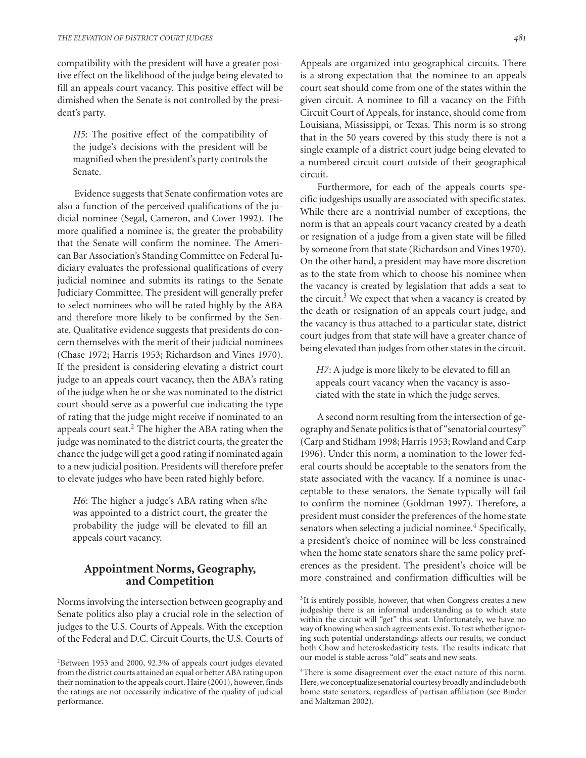compatibility with the president will have a greater positive effect on the likelihood of the judge being elevated to fill an appeals court vacancy. This positive effect will be dimished when the Senate is not controlled by the president's party.

> *H5*: The positive effect of the compatibility of the judge's decisions with the president will be magnified when the president's party controls the Senate.

Evidence suggests that Senate confirmation votes are also a function of the perceived qualifications of the judicial nominee (Segal, Cameron, and Cover 1992). The more qualified a nominee is, the greater the probability that the Senate will confirm the nominee. The American Bar Association's Standing Committee on Federal Judiciary evaluates the professional qualifications of every judicial nominee and submits its ratings to the Senate Judiciary Committee. The president will generally prefer to select nominees who will be rated highly by the ABA and therefore more likely to be confirmed by the Senate. Qualitative evidence suggests that presidents do concern themselves with the merit of their judicial nominees (Chase 1972; Harris 1953; Richardson and Vines 1970). If the president is considering elevating a district court judge to an appeals court vacancy, then the ABA's rating of the judge when he or she was nominated to the district court should serve as a powerful cue indicating the type of rating that the judge might receive if nominated to an appeals court seat.[2] The higher the ABA rating when the judge was nominated to the district courts, the greater the chance the judge will get a good rating if nominated again to a new judicial position. Presidents will therefore prefer to elevate judges who have been rated highly before.

> *H6*: The higher a judge's ABA rating when s/he was appointed to a district court, the greater the probability the judge will be elevated to fill an appeals court vacancy.

## Appointment Norms, Geography, and Competition

Norms involving the intersection between geography and Senate politics also play a crucial role in the selection of judges to the U.S. Courts of Appeals. With the exception of the Federal and D.C. Circuit Courts, the U.S. Courts of Appeals are organized into geographical circuits. There is a strong expectation that the nominee to an appeals court seat should come from one of the states within the given circuit. A nominee to fill a vacancy on the Fifth Circuit Court of Appeals, for instance, should come from Louisiana, Mississippi, or Texas. This norm is so strong that in the 50 years covered by this study there is not a single example of a district court judge being elevated to a numbered circuit court outside of their geographical circuit.

Furthermore, for each of the appeals courts specific judgeships usually are associated with specific states. While there are a nontrivial number of exceptions, the norm is that an appeals court vacancy created by a death or resignation of a judge from a given state will be filled by someone from that state (Richardson and Vines 1970). On the other hand, a president may have more discretion as to the state from which to choose his nominee when the vacancy is created by legislation that adds a seat to the circuit.[3] We expect that when a vacancy is created by the death or resignation of an appeals court judge, and the vacancy is thus attached to a particular state, district court judges from that state will have a greater chance of being elevated than judges from other states in the circuit.

> *H7*: A judge is more likely to be elevated to fill an appeals court vacancy when the vacancy is associated with the state in which the judge serves.

A second norm resulting from the intersection of geography and Senate politics is that of "senatorial courtesy" (Carp and Stidham 1998; Harris 1953; Rowland and Carp 1996). Under this norm, a nomination to the lower federal courts should be acceptable to the senators from the state associated with the vacancy. If a nominee is unacceptable to these senators, the Senate typically will fail to confirm the nominee (Goldman 1997). Therefore, a president must consider the preferences of the home state senators when selecting a judicial nominee.[4] Specifically, a president's choice of nominee will be less constrained when the home state senators share the same policy preferences as the president. The president's choice will be more constrained and confirmation difficulties will be

[2]Between 1953 and 2000, 92.3% of appeals court judges elevated from the district courts attained an equal or better ABA rating upon their nomination to the appeals court. Haire (2001), however, finds the ratings are not necessarily indicative of the quality of judicial performance.

[3]It is entirely possible, however, that when Congress creates a new judgeship there is an informal understanding as to which state within the circuit will "get" this seat. Unfortunately, we have no way of knowing when such agreements exist. To test whether ignoring such potential understandings affects our results, we conduct both Chow and heteroskedasticity tests. The results indicate that our model is stable across "old" seats and new seats.

[4]There is some disagreement over the exact nature of this norm. Here, we conceptualize senatorial courtesy broadly and include both home state senators, regardless of partisan affiliation (see Binder and Maltzman 2002).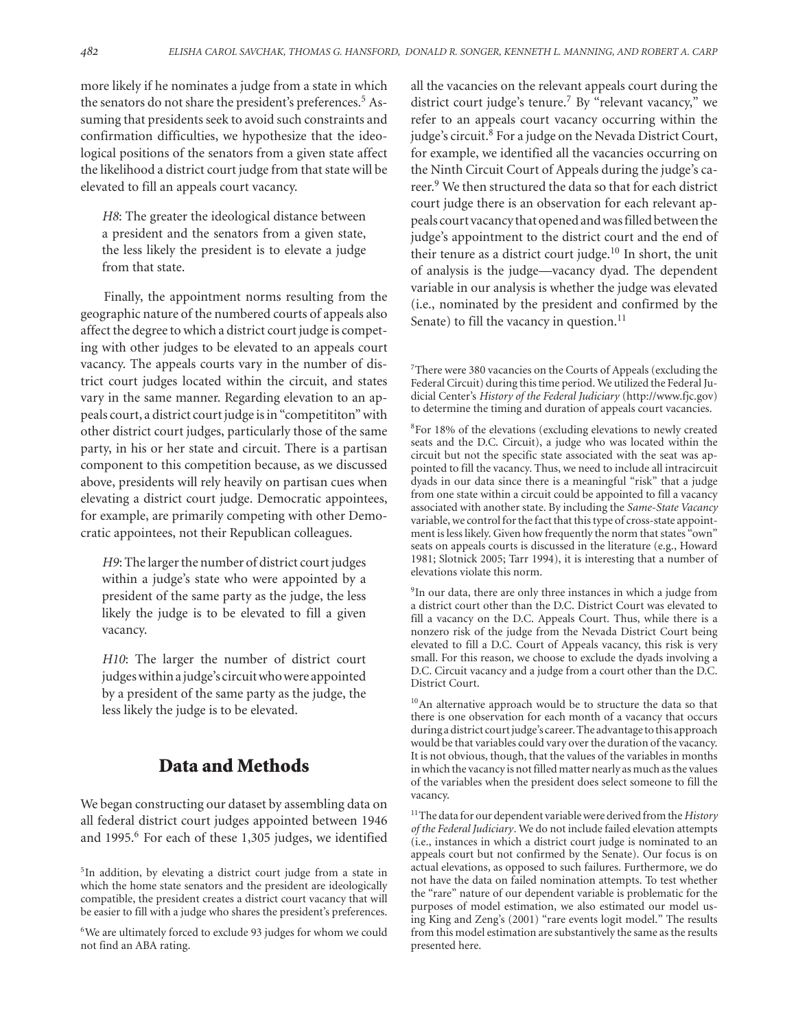more likely if he nominates a judge from a state in which the senators do not share the president's preferences.[5] Assuming that presidents seek to avoid such constraints and confirmation difficulties, we hypothesize that the ideological positions of the senators from a given state affect the likelihood a district court judge from that state will be elevated to fill an appeals court vacancy.

> *H8*: The greater the ideological distance between a president and the senators from a given state, the less likely the president is to elevate a judge from that state.

Finally, the appointment norms resulting from the geographic nature of the numbered courts of appeals also affect the degree to which a district court judge is competing with other judges to be elevated to an appeals court vacancy. The appeals courts vary in the number of district court judges located within the circuit, and states vary in the same manner. Regarding elevation to an appeals court, a district court judge is in "competititon" with other district court judges, particularly those of the same party, in his or her state and circuit. There is a partisan component to this competition because, as we discussed above, presidents will rely heavily on partisan cues when elevating a district court judge. Democratic appointees, for example, are primarily competing with other Democratic appointees, not their Republican colleagues.

> *H9*: The larger the number of district court judges within a judge's state who were appointed by a president of the same party as the judge, the less likely the judge is to be elevated to fill a given vacancy.

> *H10*: The larger the number of district court judges within a judge's circuit who were appointed by a president of the same party as the judge, the less likely the judge is to be elevated.

## Data and Methods

We began constructing our dataset by assembling data on all federal district court judges appointed between 1946 and 1995.[6] For each of these 1,305 judges, we identified all the vacancies on the relevant appeals court during the district court judge's tenure.[7] By "relevant vacancy," we refer to an appeals court vacancy occurring within the judge's circuit.[8] For a judge on the Nevada District Court, for example, we identified all the vacancies occurring on the Ninth Circuit Court of Appeals during the judge's career.[9] We then structured the data so that for each district court judge there is an observation for each relevant appeals court vacancy that opened and was filled between the judge's appointment to the district court and the end of their tenure as a district court judge.[10] In short, the unit of analysis is the judge—vacancy dyad. The dependent variable in our analysis is whether the judge was elevated (i.e., nominated by the president and confirmed by the Senate) to fill the vacancy in question.[11]

[5]In addition, by elevating a district court judge from a state in which the home state senators and the president are ideologically compatible, the president creates a district court vacancy that will be easier to fill with a judge who shares the president's preferences.

[6]We are ultimately forced to exclude 93 judges for whom we could not find an ABA rating.

[7]There were 380 vacancies on the Courts of Appeals (excluding the Federal Circuit) during this time period. We utilized the Federal Judicial Center's *History of the Federal Judiciary* (http://www.fjc.gov) to determine the timing and duration of appeals court vacancies.

[8]For 18% of the elevations (excluding elevations to newly created seats and the D.C. Circuit), a judge who was located within the circuit but not the specific state associated with the seat was appointed to fill the vacancy. Thus, we need to include all intracircuit dyads in our data since there is a meaningful "risk" that a judge from one state within a circuit could be appointed to fill a vacancy associated with another state. By including the *Same-State Vacancy* variable, we control for the fact that this type of cross-state appointment is less likely. Given how frequently the norm that states "own" seats on appeals courts is discussed in the literature (e.g., Howard 1981; Slotnick 2005; Tarr 1994), it is interesting that a number of elevations violate this norm.

[9]In our data, there are only three instances in which a judge from a district court other than the D.C. District Court was elevated to fill a vacancy on the D.C. Appeals Court. Thus, while there is a nonzero risk of the judge from the Nevada District Court being elevated to fill a D.C. Court of Appeals vacancy, this risk is very small. For this reason, we choose to exclude the dyads involving a D.C. Circuit vacancy and a judge from a court other than the D.C. District Court.

[10]An alternative approach would be to structure the data so that there is one observation for each month of a vacancy that occurs during a district court judge's career. The advantage to this approach would be that variables could vary over the duration of the vacancy. It is not obvious, though, that the values of the variables in months in which the vacancy is not filled matter nearly as much as the values of the variables when the president does select someone to fill the vacancy.

[11]The data for our dependent variable were derived from the *History of the Federal Judiciary*. We do not include failed elevation attempts (i.e., instances in which a district court judge is nominated to an appeals court but not confirmed by the Senate). Our focus is on actual elevations, as opposed to such failures. Furthermore, we do not have the data on failed nomination attempts. To test whether the "rare" nature of our dependent variable is problematic for the purposes of model estimation, we also estimated our model using King and Zeng's (2001) "rare events logit model." The results from this model estimation are substantively the same as the results presented here.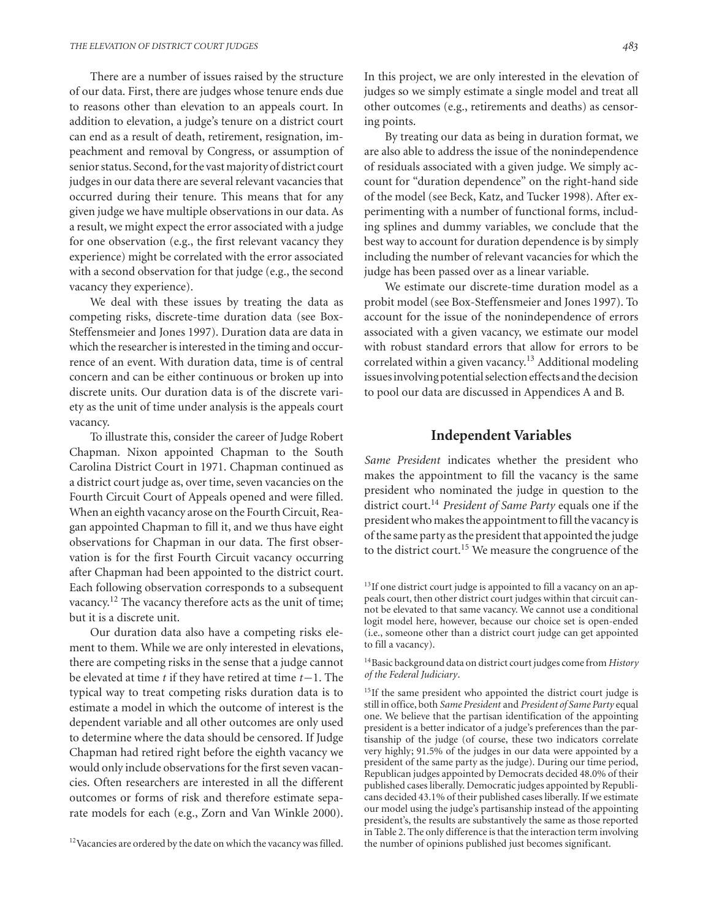There are a number of issues raised by the structure of our data. First, there are judges whose tenure ends due to reasons other than elevation to an appeals court. In addition to elevation, a judge's tenure on a district court can end as a result of death, retirement, resignation, impeachment and removal by Congress, or assumption of senior status. Second, for the vast majority of district court judges in our data there are several relevant vacancies that occurred during their tenure. This means that for any given judge we have multiple observations in our data. As a result, we might expect the error associated with a judge for one observation (e.g., the first relevant vacancy they experience) might be correlated with the error associated with a second observation for that judge (e.g., the second vacancy they experience).

We deal with these issues by treating the data as competing risks, discrete-time duration data (see Box-Steffensmeier and Jones 1997). Duration data are data in which the researcher is interested in the timing and occurrence of an event. With duration data, time is of central concern and can be either continuous or broken up into discrete units. Our duration data is of the discrete variety as the unit of time under analysis is the appeals court vacancy.

To illustrate this, consider the career of Judge Robert Chapman. Nixon appointed Chapman to the South Carolina District Court in 1971. Chapman continued as a district court judge as, over time, seven vacancies on the Fourth Circuit Court of Appeals opened and were filled. When an eighth vacancy arose on the Fourth Circuit, Reagan appointed Chapman to fill it, and we thus have eight observations for Chapman in our data. The first observation is for the first Fourth Circuit vacancy occurring after Chapman had been appointed to the district court. Each following observation corresponds to a subsequent vacancy.[12] The vacancy therefore acts as the unit of time; but it is a discrete unit.

Our duration data also have a competing risks element to them. While we are only interested in elevations, there are competing risks in the sense that a judge cannot be elevated at time $t$ if they have retired at time $t-1$. The typical way to treat competing risks duration data is to estimate a model in which the outcome of interest is the dependent variable and all other outcomes are only used to determine where the data should be censored. If Judge Chapman had retired right before the eighth vacancy we would only include observations for the first seven vacancies. Often researchers are interested in all the different outcomes or forms of risk and therefore estimate separate models for each (e.g., Zorn and Van Winkle 2000). In this project, we are only interested in the elevation of judges so we simply estimate a single model and treat all other outcomes (e.g., retirements and deaths) as censoring points.

By treating our data as being in duration format, we are also able to address the issue of the nonindependence of residuals associated with a given judge. We simply account for "duration dependence" on the right-hand side of the model (see Beck, Katz, and Tucker 1998). After experimenting with a number of functional forms, including splines and dummy variables, we conclude that the best way to account for duration dependence is by simply including the number of relevant vacancies for which the judge has been passed over as a linear variable.

We estimate our discrete-time duration model as a probit model (see Box-Steffensmeier and Jones 1997). To account for the issue of the nonindependence of errors associated with a given vacancy, we estimate our model with robust standard errors that allow for errors to be correlated within a given vacancy.[13] Additional modeling issues involving potential selection effects and the decision to pool our data are discussed in Appendices A and B.

## Independent Variables

*Same President* indicates whether the president who makes the appointment to fill the vacancy is the same president who nominated the judge in question to the district court.[14] *President of Same Party* equals one if the president who makes the appointment to fill the vacancy is of the same party as the president that appointed the judge to the district court.[15] We measure the congruence of the

[12] Vacancies are ordered by the date on which the vacancy was filled.

[13] If one district court judge is appointed to fill a vacancy on an appeals court, then other district court judges within that circuit cannot be elevated to that same vacancy. We cannot use a conditional logit model here, however, because our choice set is open-ended (i.e., someone other than a district court judge can get appointed to fill a vacancy).

[14] Basic background data on district court judges come from *History of the Federal Judiciary*.

[15] If the same president who appointed the district court judge is still in office, both *Same President* and *President of Same Party* equal one. We believe that the partisan identification of the appointing president is a better indicator of a judge's preferences than the partisanship of the judge (of course, these two indicators correlate very highly; 91.5% of the judges in our data were appointed by a president of the same party as the judge). During our time period, Republican judges appointed by Democrats decided 48.0% of their published cases liberally. Democratic judges appointed by Republicans decided 43.1% of their published cases liberally. If we estimate our model using the judge's partisanship instead of the appointing president's, the results are substantively the same as those reported in Table 2. The only difference is that the interaction term involving the number of opinions published just becomes significant.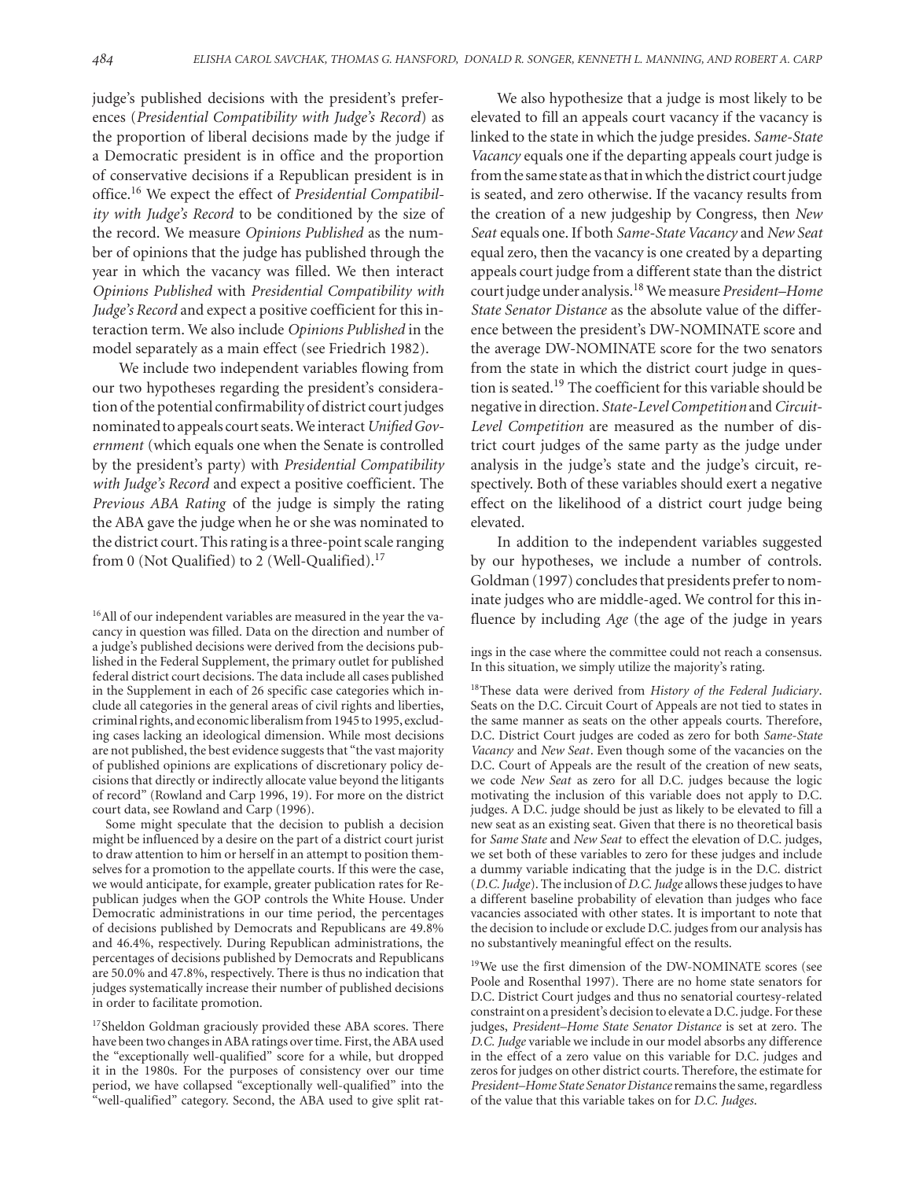judge's published decisions with the president's preferences (*Presidential Compatibility with Judge's Record*) as the proportion of liberal decisions made by the judge if a Democratic president is in office and the proportion of conservative decisions if a Republican president is in office.[16] We expect the effect of *Presidential Compatibility with Judge's Record* to be conditioned by the size of the record. We measure *Opinions Published* as the number of opinions that the judge has published through the year in which the vacancy was filled. We then interact *Opinions Published* with *Presidential Compatibility with Judge's Record* and expect a positive coefficient for this interaction term. We also include *Opinions Published* in the model separately as a main effect (see Friedrich 1982).

We include two independent variables flowing from our two hypotheses regarding the president's consideration of the potential confirmability of district court judges nominated to appeals court seats. We interact *Unified Government* (which equals one when the Senate is controlled by the president's party) with *Presidential Compatibility with Judge's Record* and expect a positive coefficient. The *Previous ABA Rating* of the judge is simply the rating the ABA gave the judge when he or she was nominated to the district court. This rating is a three-point scale ranging from 0 (Not Qualified) to 2 (Well-Qualified).[17]

We also hypothesize that a judge is most likely to be elevated to fill an appeals court vacancy if the vacancy is linked to the state in which the judge presides. *Same-State Vacancy* equals one if the departing appeals court judge is from the same state as that in which the district court judge is seated, and zero otherwise. If the vacancy results from the creation of a new judgeship by Congress, then *New Seat* equals one. If both *Same-State Vacancy* and *New Seat* equal zero, then the vacancy is one created by a departing appeals court judge from a different state than the district court judge under analysis.[18] We measure *President–Home State Senator Distance* as the absolute value of the difference between the president's DW-NOMINATE score and the average DW-NOMINATE score for the two senators from the state in which the district court judge in question is seated.[19] The coefficient for this variable should be negative in direction. *State-Level Competition* and *Circuit-Level Competition* are measured as the number of district court judges of the same party as the judge under analysis in the judge's state and the judge's circuit, respectively. Both of these variables should exert a negative effect on the likelihood of a district court judge being elevated.

In addition to the independent variables suggested by our hypotheses, we include a number of controls. Goldman (1997) concludes that presidents prefer to nominate judges who are middle-aged. We control for this influence by including *Age* (the age of the judge in years

[16]All of our independent variables are measured in the year the vacancy in question was filled. Data on the direction and number of a judge's published decisions were derived from the decisions published in the Federal Supplement, the primary outlet for published federal district court decisions. The data include all cases published in the Supplement in each of 26 specific case categories which include all categories in the general areas of civil rights and liberties, criminal rights, and economic liberalism from 1945 to 1995, excluding cases lacking an ideological dimension. While most decisions are not published, the best evidence suggests that "the vast majority of published opinions are explications of discretionary policy decisions that directly or indirectly allocate value beyond the litigants of record" (Rowland and Carp 1996, 19). For more on the district court data, see Rowland and Carp (1996).

Some might speculate that the decision to publish a decision might be influenced by a desire on the part of a district court jurist to draw attention to him or herself in an attempt to position themselves for a promotion to the appellate courts. If this were the case, we would anticipate, for example, greater publication rates for Republican judges when the GOP controls the White House. Under Democratic administrations in our time period, the percentages of decisions published by Democrats and Republicans are 49.8% and 46.4%, respectively. During Republican administrations, the percentages of decisions published by Democrats and Republicans are 50.0% and 47.8%, respectively. There is thus no indication that judges systematically increase their number of published decisions in order to facilitate promotion.

[17]Sheldon Goldman graciously provided these ABA scores. There have been two changes in ABA ratings over time. First, the ABA used the "exceptionally well-qualified" score for a while, but dropped it in the 1980s. For the purposes of consistency over our time period, we have collapsed "exceptionally well-qualified" into the "well-qualified" category. Second, the ABA used to give split ratings in the case where the committee could not reach a consensus. In this situation, we simply utilize the majority's rating.

[18]These data were derived from *History of the Federal Judiciary*. Seats on the D.C. Circuit Court of Appeals are not tied to states in the same manner as seats on the other appeals courts. Therefore, D.C. District Court judges are coded as zero for both *Same-State Vacancy* and *New Seat*. Even though some of the vacancies on the D.C. Court of Appeals are the result of the creation of new seats, we code *New Seat* as zero for all D.C. judges because the logic motivating the inclusion of this variable does not apply to D.C. judges. A D.C. judge should be just as likely to be elevated to fill a new seat as an existing seat. Given that there is no theoretical basis for *Same State* and *New Seat* to effect the elevation of D.C. judges, we set both of these variables to zero for these judges and include a dummy variable indicating that the judge is in the D.C. district (*D.C. Judge*). The inclusion of *D.C. Judge* allows these judges to have a different baseline probability of elevation than judges who face vacancies associated with other states. It is important to note that the decision to include or exclude D.C. judges from our analysis has no substantively meaningful effect on the results.

[19]We use the first dimension of the DW-NOMINATE scores (see Poole and Rosenthal 1997). There are no home state senators for D.C. District Court judges and thus no senatorial courtesy-related constraint on a president's decision to elevate a D.C. judge. For these judges, *President–Home State Senator Distance* is set at zero. The *D.C. Judge* variable we include in our model absorbs any difference in the effect of a zero value on this variable for D.C. judges and zeros for judges on other district courts. Therefore, the estimate for *President–Home State Senator Distance* remains the same, regardless of the value that this variable takes on for *D.C. Judges*.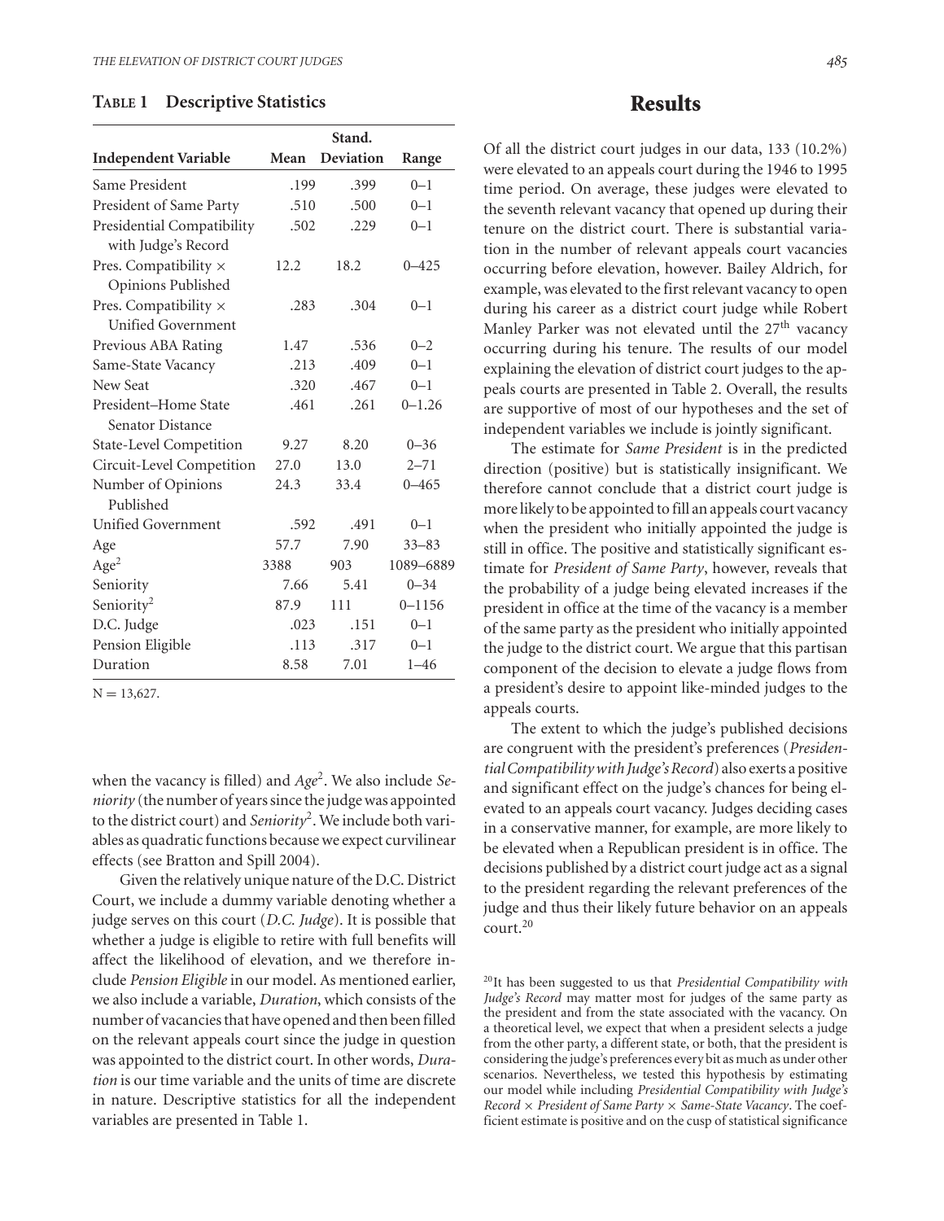**Table 1 Descriptive Statistics**

| Independent Variable | Mean | Stand. Deviation | Range |
|---|---|---|---|
| Same President | .199 | .399 | 0–1 |
| President of Same Party | .510 | .500 | 0–1 |
| Presidential Compatibility with Judge's Record | .502 | .229 | 0–1 |
| Pres. Compatibility × Opinions Published | 12.2 | 18.2 | 0–425 |
| Pres. Compatibility × Unified Government | .283 | .304 | 0–1 |
| Previous ABA Rating | 1.47 | .536 | 0–2 |
| Same-State Vacancy | .213 | .409 | 0–1 |
| New Seat | .320 | .467 | 0–1 |
| President–Home State Senator Distance | .461 | .261 | 0–1.26 |
| State-Level Competition | 9.27 | 8.20 | 0–36 |
| Circuit-Level Competition | 27.0 | 13.0 | 2–71 |
| Number of Opinions Published | 24.3 | 33.4 | 0–465 |
| Unified Government | .592 | .491 | 0–1 |
| Age | 57.7 | 7.90 | 33–83 |
| $Age^2$ | 3388 | 903 | 1089–6889 |
| Seniority | 7.66 | 5.41 | 0–34 |
| $Seniority^2$ | 87.9 | 111 | 0–1156 |
| D.C. Judge | .023 | .151 | 0–1 |
| Pension Eligible | .113 | .317 | 0–1 |
| Duration | 8.58 | 7.01 | 1–46 |

N = 13,627.

when the vacancy is filled) and *Age*$^2$. We also include *Seniority* (the number of years since the judge was appointed to the district court) and *Seniority*$^2$. We include both variables as quadratic functions because we expect curvilinear effects (see Bratton and Spill 2004).

Given the relatively unique nature of the D.C. District Court, we include a dummy variable denoting whether a judge serves on this court (*D.C. Judge*). It is possible that whether a judge is eligible to retire with full benefits will affect the likelihood of elevation, and we therefore include *Pension Eligible* in our model. As mentioned earlier, we also include a variable, *Duration*, which consists of the number of vacancies that have opened and then been filled on the relevant appeals court since the judge in question was appointed to the district court. In other words, *Duration* is our time variable and the units of time are discrete in nature. Descriptive statistics for all the independent variables are presented in Table 1.

## Results

Of all the district court judges in our data, 133 (10.2%) were elevated to an appeals court during the 1946 to 1995 time period. On average, these judges were elevated to the seventh relevant vacancy that opened up during their tenure on the district court. There is substantial variation in the number of relevant appeals court vacancies occurring before elevation, however. Bailey Aldrich, for example, was elevated to the first relevant vacancy to open during his career as a district court judge while Robert Manley Parker was not elevated until the 27th vacancy occurring during his tenure. The results of our model explaining the elevation of district court judges to the appeals courts are presented in Table 2. Overall, the results are supportive of most of our hypotheses and the set of independent variables we include is jointly significant.

The estimate for *Same President* is in the predicted direction (positive) but is statistically insignificant. We therefore cannot conclude that a district court judge is more likely to be appointed to fill an appeals court vacancy when the president who initially appointed the judge is still in office. The positive and statistically significant estimate for *President of Same Party*, however, reveals that the probability of a judge being elevated increases if the president in office at the time of the vacancy is a member of the same party as the president who initially appointed the judge to the district court. We argue that this partisan component of the decision to elevate a judge flows from a president's desire to appoint like-minded judges to the appeals courts.

The extent to which the judge's published decisions are congruent with the president's preferences (*Presidential Compatibility with Judge's Record*) also exerts a positive and significant effect on the judge's chances for being elevated to an appeals court vacancy. Judges deciding cases in a conservative manner, for example, are more likely to be elevated when a Republican president is in office. The decisions published by a district court judge act as a signal to the president regarding the relevant preferences of the judge and thus their likely future behavior on an appeals court.[20]

[20]It has been suggested to us that *Presidential Compatibility with Judge's Record* may matter most for judges of the same party as the president and from the state associated with the vacancy. On a theoretical level, we expect that when a president selects a judge from the other party, a different state, or both, that the president is considering the judge's preferences every bit as much as under other scenarios. Nevertheless, we tested this hypothesis by estimating our model while including *Presidential Compatibility with Judge's Record* × *President of Same Party* × *Same-State Vacancy*. The coefficient estimate is positive and on the cusp of statistical significance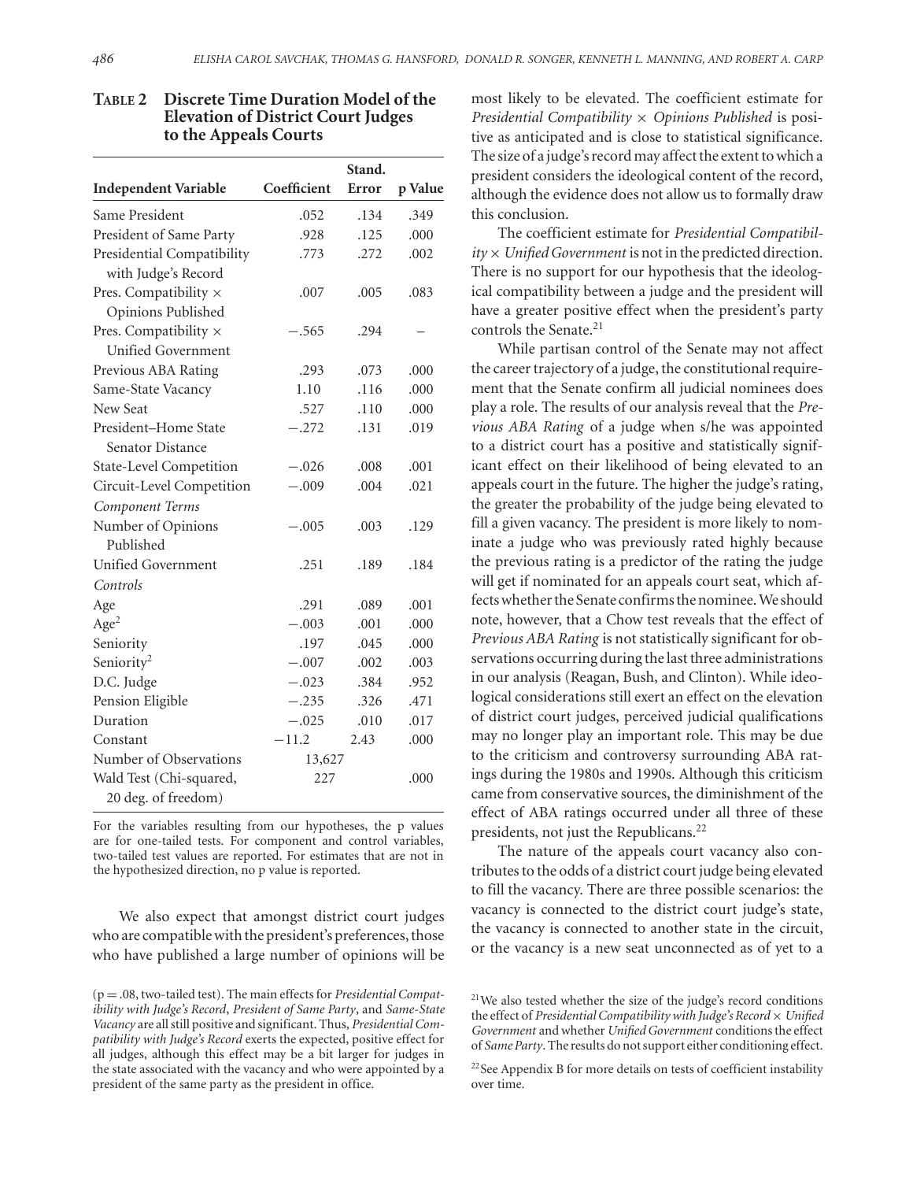**TABLE 2 Discrete Time Duration Model of the Elevation of District Court Judges to the Appeals Courts**

| Independent Variable | Coefficient | Stand. Error | p Value |
|---|---|---|---|
| Same President | .052 | .134 | .349 |
| President of Same Party | .928 | .125 | .000 |
| Presidential Compatibility with Judge's Record | .773 | .272 | .002 |
| Pres. Compatibility × Opinions Published | .007 | .005 | .083 |
| Pres. Compatibility × Unified Government | −.565 | .294 | – |
| Previous ABA Rating | .293 | .073 | .000 |
| Same-State Vacancy | 1.10 | .116 | .000 |
| New Seat | .527 | .110 | .000 |
| President–Home State Senator Distance | −.272 | .131 | .019 |
| State-Level Competition | −.026 | .008 | .001 |
| Circuit-Level Competition | −.009 | .004 | .021 |
| *Component Terms* | | | |
| Number of Opinions Published | −.005 | .003 | .129 |
| Unified Government | .251 | .189 | .184 |
| *Controls* | | | |
| Age | .291 | .089 | .001 |
| $Age^2$ | −.003 | .001 | .000 |
| Seniority | .197 | .045 | .000 |
| $Seniority^2$ | −.007 | .002 | .003 |
| D.C. Judge | −.023 | .384 | .952 |
| Pension Eligible | −.235 | .326 | .471 |
| Duration | −.025 | .010 | .017 |
| Constant | −11.2 | 2.43 | .000 |
| Number of Observations | 13,627 | | |
| Wald Test (Chi-squared, 20 deg. of freedom) | 227 | | .000 |

For the variables resulting from our hypotheses, the p values are for one-tailed tests. For component and control variables, two-tailed test values are reported. For estimates that are not in the hypothesized direction, no p value is reported.

We also expect that amongst district court judges who are compatible with the president's preferences, those who have published a large number of opinions will be most likely to be elevated. The coefficient estimate for *Presidential Compatibility × Opinions Published* is positive as anticipated and is close to statistical significance. The size of a judge's record may affect the extent to which a president considers the ideological content of the record, although the evidence does not allow us to formally draw this conclusion.

The coefficient estimate for *Presidential Compatibility × Unified Government* is not in the predicted direction. There is no support for our hypothesis that the ideological compatibility between a judge and the president will have a greater positive effect when the president's party controls the Senate.[21]

While partisan control of the Senate may not affect the career trajectory of a judge, the constitutional requirement that the Senate confirm all judicial nominees does play a role. The results of our analysis reveal that the *Previous ABA Rating* of a judge when s/he was appointed to a district court has a positive and statistically significant effect on their likelihood of being elevated to an appeals court in the future. The higher the judge's rating, the greater the probability of the judge being elevated to fill a given vacancy. The president is more likely to nominate a judge who was previously rated highly because the previous rating is a predictor of the rating the judge will get if nominated for an appeals court seat, which affects whether the Senate confirms the nominee. We should note, however, that a Chow test reveals that the effect of *Previous ABA Rating* is not statistically significant for observations occurring during the last three administrations in our analysis (Reagan, Bush, and Clinton). While ideological considerations still exert an effect on the elevation of district court judges, perceived judicial qualifications may no longer play an important role. This may be due to the criticism and controversy surrounding ABA ratings during the 1980s and 1990s. Although this criticism came from conservative sources, the diminishment of the effect of ABA ratings occurred under all three of these presidents, not just the Republicans.[22]

The nature of the appeals court vacancy also contributes to the odds of a district court judge being elevated to fill the vacancy. There are three possible scenarios: the vacancy is connected to the district court judge's state, the vacancy is connected to another state in the circuit, or the vacancy is a new seat unconnected as of yet to a

(p = .08, two-tailed test). The main effects for *Presidential Compatibility with Judge's Record*, *President of Same Party*, and *Same-State Vacancy* are all still positive and significant. Thus, *Presidential Compatibility with Judge's Record* exerts the expected, positive effect for all judges, although this effect may be a bit larger for judges in the state associated with the vacancy and who were appointed by a president of the same party as the president in office.

[21] We also tested whether the size of the judge's record conditions the effect of *Presidential Compatibility with Judge's Record × Unified Government* and whether *Unified Government* conditions the effect of *Same Party*. The results do not support either conditioning effect.

[22] See Appendix B for more details on tests of coefficient instability over time.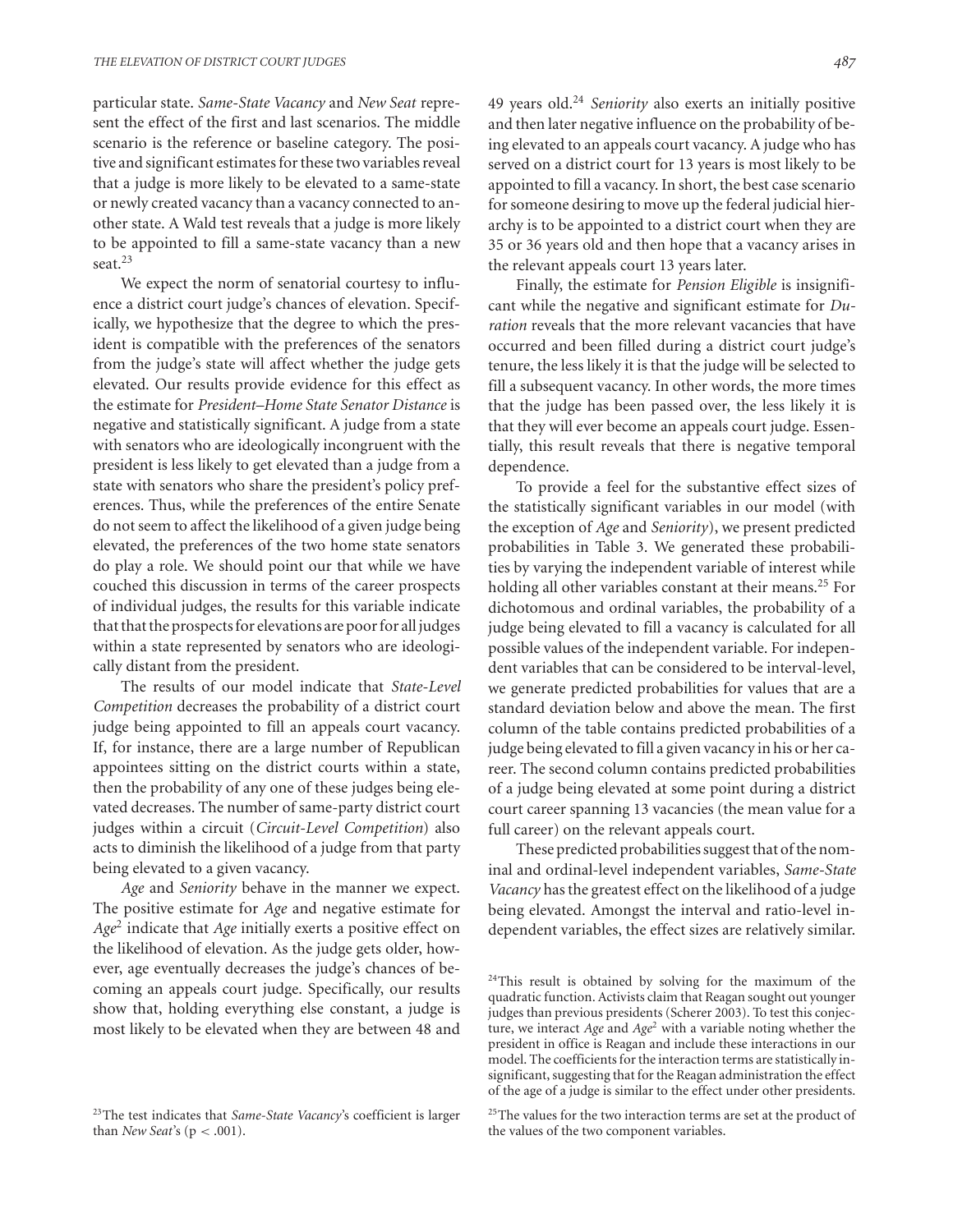particular state. *Same-State Vacancy* and *New Seat* represent the effect of the first and last scenarios. The middle scenario is the reference or baseline category. The positive and significant estimates for these two variables reveal that a judge is more likely to be elevated to a same-state or newly created vacancy than a vacancy connected to another state. A Wald test reveals that a judge is more likely to be appointed to fill a same-state vacancy than a new seat.[23]

We expect the norm of senatorial courtesy to influence a district court judge's chances of elevation. Specifically, we hypothesize that the degree to which the president is compatible with the preferences of the senators from the judge's state will affect whether the judge gets elevated. Our results provide evidence for this effect as the estimate for *President–Home State Senator Distance* is negative and statistically significant. A judge from a state with senators who are ideologically incongruent with the president is less likely to get elevated than a judge from a state with senators who share the president's policy preferences. Thus, while the preferences of the entire Senate do not seem to affect the likelihood of a given judge being elevated, the preferences of the two home state senators do play a role. We should point our that while we have couched this discussion in terms of the career prospects of individual judges, the results for this variable indicate that that the prospects for elevations are poor for all judges within a state represented by senators who are ideologically distant from the president.

The results of our model indicate that *State-Level Competition* decreases the probability of a district court judge being appointed to fill an appeals court vacancy. If, for instance, there are a large number of Republican appointees sitting on the district courts within a state, then the probability of any one of these judges being elevated decreases. The number of same-party district court judges within a circuit (*Circuit-Level Competition*) also acts to diminish the likelihood of a judge from that party being elevated to a given vacancy.

*Age* and *Seniority* behave in the manner we expect. The positive estimate for *Age* and negative estimate for *Age*$^2$ indicate that *Age* initially exerts a positive effect on the likelihood of elevation. As the judge gets older, however, age eventually decreases the judge's chances of becoming an appeals court judge. Specifically, our results show that, holding everything else constant, a judge is most likely to be elevated when they are between 48 and 49 years old.[24] *Seniority* also exerts an initially positive and then later negative influence on the probability of being elevated to an appeals court vacancy. A judge who has served on a district court for 13 years is most likely to be appointed to fill a vacancy. In short, the best case scenario for someone desiring to move up the federal judicial hierarchy is to be appointed to a district court when they are 35 or 36 years old and then hope that a vacancy arises in the relevant appeals court 13 years later.

Finally, the estimate for *Pension Eligible* is insignificant while the negative and significant estimate for *Duration* reveals that the more relevant vacancies that have occurred and been filled during a district court judge's tenure, the less likely it is that the judge will be selected to fill a subsequent vacancy. In other words, the more times that the judge has been passed over, the less likely it is that they will ever become an appeals court judge. Essentially, this result reveals that there is negative temporal dependence.

To provide a feel for the substantive effect sizes of the statistically significant variables in our model (with the exception of *Age* and *Seniority*), we present predicted probabilities in Table 3. We generated these probabilities by varying the independent variable of interest while holding all other variables constant at their means.[25] For dichotomous and ordinal variables, the probability of a judge being elevated to fill a vacancy is calculated for all possible values of the independent variable. For independent variables that can be considered to be interval-level, we generate predicted probabilities for values that are a standard deviation below and above the mean. The first column of the table contains predicted probabilities of a judge being elevated to fill a given vacancy in his or her career. The second column contains predicted probabilities of a judge being elevated at some point during a district court career spanning 13 vacancies (the mean value for a full career) on the relevant appeals court.

These predicted probabilities suggest that of the nominal and ordinal-level independent variables, *Same-State Vacancy* has the greatest effect on the likelihood of a judge being elevated. Amongst the interval and ratio-level independent variables, the effect sizes are relatively similar.

[23] The test indicates that *Same-State Vacancy*'s coefficient is larger than *New Seat*'s ($p < .001$).

[24] This result is obtained by solving for the maximum of the quadratic function. Activists claim that Reagan sought out younger judges than previous presidents (Scherer 2003). To test this conjecture, we interact *Age* and *Age*$^2$ with a variable noting whether the president in office is Reagan and include these interactions in our model. The coefficients for the interaction terms are statistically insignificant, suggesting that for the Reagan administration the effect of the age of a judge is similar to the effect under other presidents.

[25] The values for the two interaction terms are set at the product of the values of the two component variables.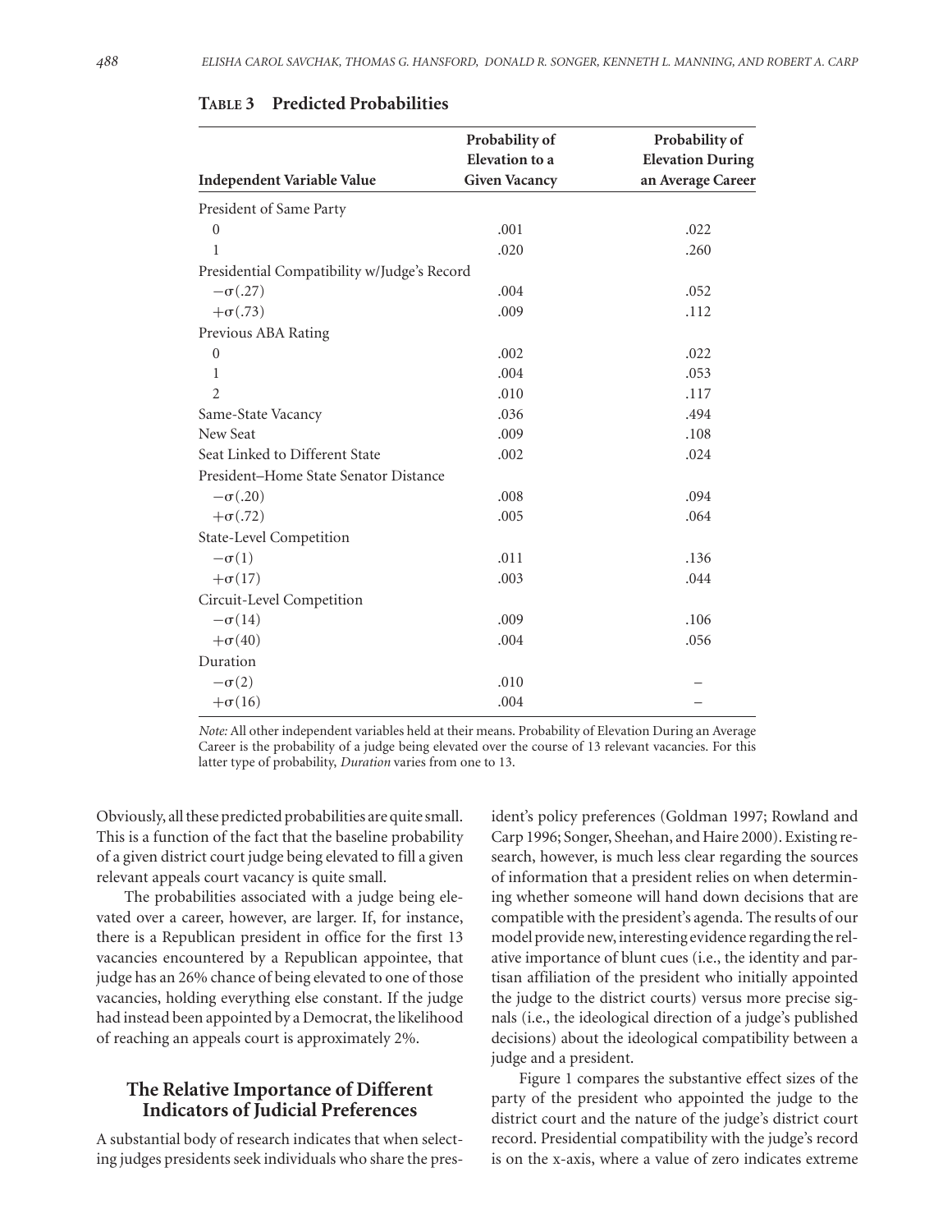**Table 3 Predicted Probabilities**

| Independent Variable Value | Probability of Elevation to a Given Vacancy | Probability of Elevation During an Average Career |
|---|---|---|
| President of Same Party | | |
| 0 | .001 | .022 |
| 1 | .020 | .260 |
| Presidential Compatibility w/Judge's Record | | |
| $-\sigma(.27)$ | .004 | .052 |
| $+\sigma(.73)$ | .009 | .112 |
| Previous ABA Rating | | |
| 0 | .002 | .022 |
| 1 | .004 | .053 |
| 2 | .010 | .117 |
| Same-State Vacancy | .036 | .494 |
| New Seat | .009 | .108 |
| Seat Linked to Different State | .002 | .024 |
| President–Home State Senator Distance | | |
| $-\sigma(.20)$ | .008 | .094 |
| $+\sigma(.72)$ | .005 | .064 |
| State-Level Competition | | |
| $-\sigma(1)$ | .011 | .136 |
| $+\sigma(17)$ | .003 | .044 |
| Circuit-Level Competition | | |
| $-\sigma(14)$ | .009 | .106 |
| $+\sigma(40)$ | .004 | .056 |
| Duration | | |
| $-\sigma(2)$ | .010 | – |
| $+\sigma(16)$ | .004 | – |

*Note:* All other independent variables held at their means. Probability of Elevation During an Average Career is the probability of a judge being elevated over the course of 13 relevant vacancies. For this latter type of probability, *Duration* varies from one to 13.

Obviously, all these predicted probabilities are quite small. This is a function of the fact that the baseline probability of a given district court judge being elevated to fill a given relevant appeals court vacancy is quite small.

The probabilities associated with a judge being elevated over a career, however, are larger. If, for instance, there is a Republican president in office for the first 13 vacancies encountered by a Republican appointee, that judge has an 26% chance of being elevated to one of those vacancies, holding everything else constant. If the judge had instead been appointed by a Democrat, the likelihood of reaching an appeals court is approximately 2%.

## The Relative Importance of Different Indicators of Judicial Preferences

A substantial body of research indicates that when selecting judges presidents seek individuals who share the president's policy preferences (Goldman 1997; Rowland and Carp 1996; Songer, Sheehan, and Haire 2000). Existing research, however, is much less clear regarding the sources of information that a president relies on when determining whether someone will hand down decisions that are compatible with the president's agenda. The results of our model provide new, interesting evidence regarding the relative importance of blunt cues (i.e., the identity and partisan affiliation of the president who initially appointed the judge to the district courts) versus more precise signals (i.e., the ideological direction of a judge's published decisions) about the ideological compatibility between a judge and a president.

Figure 1 compares the substantive effect sizes of the party of the president who appointed the judge to the district court and the nature of the judge's district court record. Presidential compatibility with the judge's record is on the x-axis, where a value of zero indicates extreme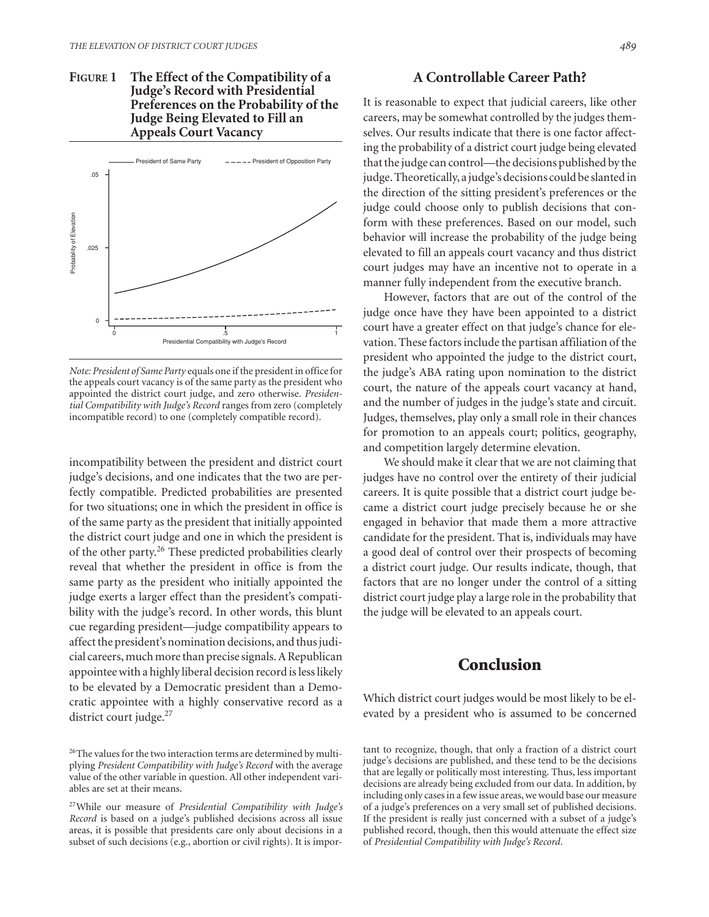**Figure 1 The Effect of the Compatibility of a Judge's Record with Presidential Preferences on the Probability of the Judge Being Elevated to Fill an Appeals Court Vacancy**

President of Same Party
President of Opposition Party
Probability of Elevation
.05
.025
0
0
.5
1
Presidential Compatibility with Judge's Record

*Note: President of Same Party* equals one if the president in office for the appeals court vacancy is of the same party as the president who appointed the district court judge, and zero otherwise. *Presidential Compatibility with Judge's Record* ranges from zero (completely incompatible record) to one (completely compatible record).

incompatibility between the president and district court judge's decisions, and one indicates that the two are perfectly compatible. Predicted probabilities are presented for two situations; one in which the president in office is of the same party as the president that initially appointed the district court judge and one in which the president is of the other party.[26] These predicted probabilities clearly reveal that whether the president in office is from the same party as the president who initially appointed the judge exerts a larger effect than the president's compatibility with the judge's record. In other words, this blunt cue regarding president—judge compatibility appears to affect the president's nomination decisions, and thus judicial careers, much more than precise signals. A Republican appointee with a highly liberal decision record is less likely to be elevated by a Democratic president than a Democratic appointee with a highly conservative record as a district court judge.[27]

## A Controllable Career Path?

It is reasonable to expect that judicial careers, like other careers, may be somewhat controlled by the judges themselves. Our results indicate that there is one factor affecting the probability of a district court judge being elevated that the judge can control—the decisions published by the judge. Theoretically, a judge's decisions could be slanted in the direction of the sitting president's preferences or the judge could choose only to publish decisions that conform with these preferences. Based on our model, such behavior will increase the probability of the judge being elevated to fill an appeals court vacancy and thus district court judges may have an incentive not to operate in a manner fully independent from the executive branch.

However, factors that are out of the control of the judge once have they have been appointed to a district court have a greater effect on that judge's chance for elevation. These factors include the partisan affiliation of the president who appointed the judge to the district court, the judge's ABA rating upon nomination to the district court, the nature of the appeals court vacancy at hand, and the number of judges in the judge's state and circuit. Judges, themselves, play only a small role in their chances for promotion to an appeals court; politics, geography, and competition largely determine elevation.

We should make it clear that we are not claiming that judges have no control over the entirety of their judicial careers. It is quite possible that a district court judge became a district court judge precisely because he or she engaged in behavior that made them a more attractive candidate for the president. That is, individuals may have a good deal of control over their prospects of becoming a district court judge. Our results indicate, though, that factors that are no longer under the control of a sitting district court judge play a large role in the probability that the judge will be elevated to an appeals court.

## Conclusion

Which district court judges would be most likely to be elevated by a president who is assumed to be concerned

[26] The values for the two interaction terms are determined by multiplying *President Compatibility with Judge's Record* with the average value of the other variable in question. All other independent variables are set at their means.

[27] While our measure of *Presidential Compatibility with Judge's Record* is based on a judge's published decisions across all issue areas, it is possible that presidents care only about decisions in a subset of such decisions (e.g., abortion or civil rights). It is important to recognize, though, that only a fraction of a district court judge's decisions are published, and these tend to be the decisions that are legally or politically most interesting. Thus, less important decisions are already being excluded from our data. In addition, by including only cases in a few issue areas, we would base our measure of a judge's preferences on a very small set of published decisions. If the president is really just concerned with a subset of a judge's published record, though, then this would attenuate the effect size of *Presidential Compatibility with Judge's Record*.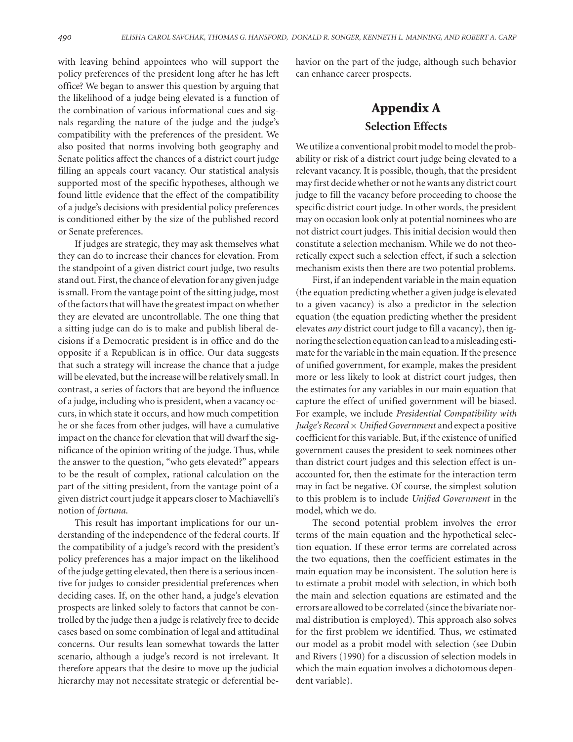with leaving behind appointees who will support the policy preferences of the president long after he has left office? We began to answer this question by arguing that the likelihood of a judge being elevated is a function of the combination of various informational cues and signals regarding the nature of the judge and the judge's compatibility with the preferences of the president. We also posited that norms involving both geography and Senate politics affect the chances of a district court judge filling an appeals court vacancy. Our statistical analysis supported most of the specific hypotheses, although we found little evidence that the effect of the compatibility of a judge's decisions with presidential policy preferences is conditioned either by the size of the published record or Senate preferences.

If judges are strategic, they may ask themselves what they can do to increase their chances for elevation. From the standpoint of a given district court judge, two results stand out. First, the chance of elevation for any given judge is small. From the vantage point of the sitting judge, most of the factors that will have the greatest impact on whether they are elevated are uncontrollable. The one thing that a sitting judge can do is to make and publish liberal decisions if a Democratic president is in office and do the opposite if a Republican is in office. Our data suggests that such a strategy will increase the chance that a judge will be elevated, but the increase will be relatively small. In contrast, a series of factors that are beyond the influence of a judge, including who is president, when a vacancy occurs, in which state it occurs, and how much competition he or she faces from other judges, will have a cumulative impact on the chance for elevation that will dwarf the significance of the opinion writing of the judge. Thus, while the answer to the question, "who gets elevated?" appears to be the result of complex, rational calculation on the part of the sitting president, from the vantage point of a given district court judge it appears closer to Machiavelli's notion of *fortuna*.

This result has important implications for our understanding of the independence of the federal courts. If the compatibility of a judge's record with the president's policy preferences has a major impact on the likelihood of the judge getting elevated, then there is a serious incentive for judges to consider presidential preferences when deciding cases. If, on the other hand, a judge's elevation prospects are linked solely to factors that cannot be controlled by the judge then a judge is relatively free to decide cases based on some combination of legal and attitudinal concerns. Our results lean somewhat towards the latter scenario, although a judge's record is not irrelevant. It therefore appears that the desire to move up the judicial hierarchy may not necessitate strategic or deferential behavior on the part of the judge, although such behavior can enhance career prospects.

## Appendix A

### Selection Effects

We utilize a conventional probit model to model the probability or risk of a district court judge being elevated to a relevant vacancy. It is possible, though, that the president may first decide whether or not he wants any district court judge to fill the vacancy before proceeding to choose the specific district court judge. In other words, the president may on occasion look only at potential nominees who are not district court judges. This initial decision would then constitute a selection mechanism. While we do not theoretically expect such a selection effect, if such a selection mechanism exists then there are two potential problems.

First, if an independent variable in the main equation (the equation predicting whether a given judge is elevated to a given vacancy) is also a predictor in the selection equation (the equation predicting whether the president elevates *any* district court judge to fill a vacancy), then ignoring the selection equation can lead to a misleading estimate for the variable in the main equation. If the presence of unified government, for example, makes the president more or less likely to look at district court judges, then the estimates for any variables in our main equation that capture the effect of unified government will be biased. For example, we include *Presidential Compatibility with Judge's Record* × *Unified Government* and expect a positive coefficient for this variable. But, if the existence of unified government causes the president to seek nominees other than district court judges and this selection effect is unaccounted for, then the estimate for the interaction term may in fact be negative. Of course, the simplest solution to this problem is to include *Unified Government* in the model, which we do.

The second potential problem involves the error terms of the main equation and the hypothetical selection equation. If these error terms are correlated across the two equations, then the coefficient estimates in the main equation may be inconsistent. The solution here is to estimate a probit model with selection, in which both the main and selection equations are estimated and the errors are allowed to be correlated (since the bivariate normal distribution is employed). This approach also solves for the first problem we identified. Thus, we estimated our model as a probit model with selection (see Dubin and Rivers (1990) for a discussion of selection models in which the main equation involves a dichotomous dependent variable).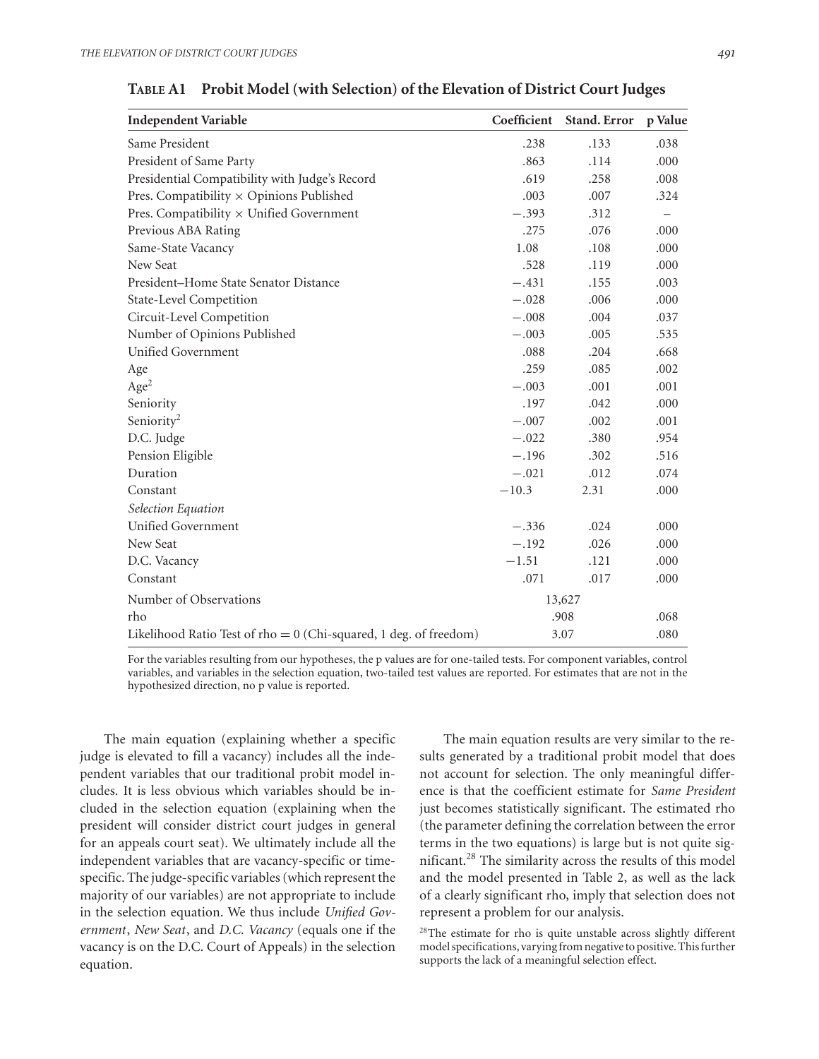**Table A1 Probit Model (with Selection) of the Elevation of District Court Judges**

| Independent Variable | Coefficient | Stand. Error | p Value |
|---|---|---|---|
| Same President | .238 | .133 | .038 |
| President of Same Party | .863 | .114 | .000 |
| Presidential Compatibility with Judge's Record | .619 | .258 | .008 |
| Pres. Compatibility × Opinions Published | .003 | .007 | .324 |
| Pres. Compatibility × Unified Government | −.393 | .312 | – |
| Previous ABA Rating | .275 | .076 | .000 |
| Same-State Vacancy | 1.08 | .108 | .000 |
| New Seat | .528 | .119 | .000 |
| President–Home State Senator Distance | −.431 | .155 | .003 |
| State-Level Competition | −.028 | .006 | .000 |
| Circuit-Level Competition | −.008 | .004 | .037 |
| Number of Opinions Published | −.003 | .005 | .535 |
| Unified Government | .088 | .204 | .668 |
| Age | .259 | .085 | .002 |
| $Age^2$ | −.003 | .001 | .001 |
| Seniority | .197 | .042 | .000 |
| $Seniority^2$ | −.007 | .002 | .001 |
| D.C. Judge | −.022 | .380 | .954 |
| Pension Eligible | −.196 | .302 | .516 |
| Duration | −.021 | .012 | .074 |
| Constant | −10.3 | 2.31 | .000 |
| *Selection Equation* | | | |
| Unified Government | −.336 | .024 | .000 |
| New Seat | −.192 | .026 | .000 |
| D.C. Vacancy | −1.51 | .121 | .000 |
| Constant | .071 | .017 | .000 |
| Number of Observations | 13,627 | | |
| rho | .908 | | .068 |
| Likelihood Ratio Test of rho = 0 (Chi-squared, 1 deg. of freedom) | 3.07 | | .080 |

For the variables resulting from our hypotheses, the p values are for one-tailed tests. For component variables, control variables, and variables in the selection equation, two-tailed test values are reported. For estimates that are not in the hypothesized direction, no p value is reported.

The main equation (explaining whether a specific judge is elevated to fill a vacancy) includes all the independent variables that our traditional probit model includes. It is less obvious which variables should be included in the selection equation (explaining when the president will consider district court judges in general for an appeals court seat). We ultimately include all the independent variables that are vacancy-specific or time-specific. The judge-specific variables (which represent the majority of our variables) are not appropriate to include in the selection equation. We thus include *Unified Government*, *New Seat*, and *D.C. Vacancy* (equals one if the vacancy is on the D.C. Court of Appeals) in the selection equation.

The main equation results are very similar to the results generated by a traditional probit model that does not account for selection. The only meaningful difference is that the coefficient estimate for *Same President* just becomes statistically significant. The estimated rho (the parameter defining the correlation between the error terms in the two equations) is large but is not quite significant.[28] The similarity across the results of this model and the model presented in Table 2, as well as the lack of a clearly significant rho, imply that selection does not represent a problem for our analysis.

[28]The estimate for rho is quite unstable across slightly different model specifications, varying from negative to positive. This further supports the lack of a meaningful selection effect.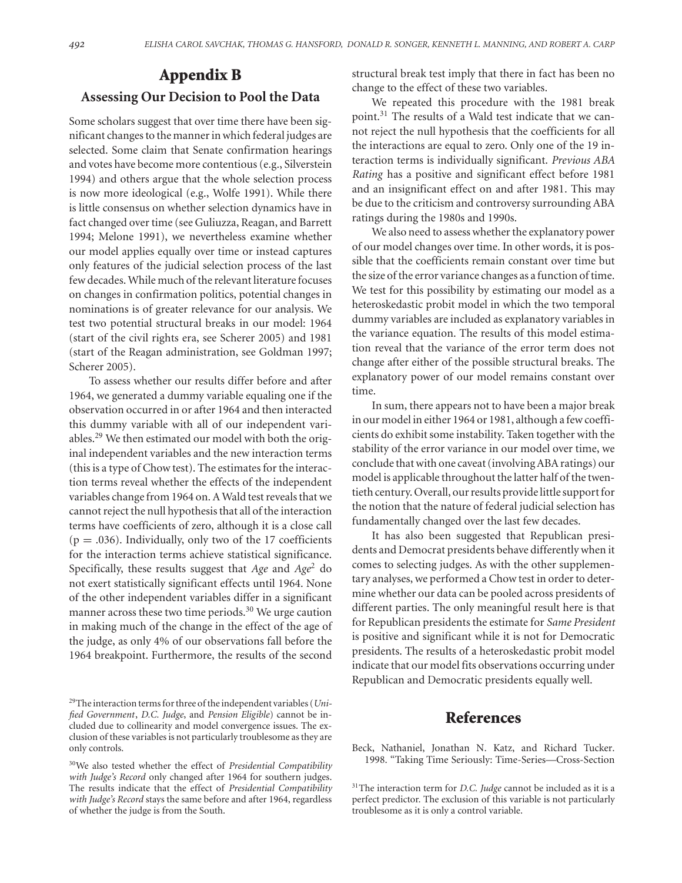## Appendix B

### Assessing Our Decision to Pool the Data

Some scholars suggest that over time there have been significant changes to the manner in which federal judges are selected. Some claim that Senate confirmation hearings and votes have become more contentious (e.g., Silverstein 1994) and others argue that the whole selection process is now more ideological (e.g., Wolfe 1991). While there is little consensus on whether selection dynamics have in fact changed over time (see Guliuzza, Reagan, and Barrett 1994; Melone 1991), we nevertheless examine whether our model applies equally over time or instead captures only features of the judicial selection process of the last few decades. While much of the relevant literature focuses on changes in confirmation politics, potential changes in nominations is of greater relevance for our analysis. We test two potential structural breaks in our model: 1964 (start of the civil rights era, see Scherer 2005) and 1981 (start of the Reagan administration, see Goldman 1997; Scherer 2005).

To assess whether our results differ before and after 1964, we generated a dummy variable equaling one if the observation occurred in or after 1964 and then interacted this dummy variable with all of our independent variables.[29] We then estimated our model with both the original independent variables and the new interaction terms (this is a type of Chow test). The estimates for the interaction terms reveal whether the effects of the independent variables change from 1964 on. A Wald test reveals that we cannot reject the null hypothesis that all of the interaction terms have coefficients of zero, although it is a close call ($p = .036$). Individually, only two of the 17 coefficients for the interaction terms achieve statistical significance. Specifically, these results suggest that *Age* and *Age*$^2$ do not exert statistically significant effects until 1964. None of the other independent variables differ in a significant manner across these two time periods.[30] We urge caution in making much of the change in the effect of the age of the judge, as only 4% of our observations fall before the 1964 breakpoint. Furthermore, the results of the second structural break test imply that there in fact has been no change to the effect of these two variables.

We repeated this procedure with the 1981 break point.[31] The results of a Wald test indicate that we cannot reject the null hypothesis that the coefficients for all the interactions are equal to zero. Only one of the 19 interaction terms is individually significant. *Previous ABA Rating* has a positive and significant effect before 1981 and an insignificant effect on and after 1981. This may be due to the criticism and controversy surrounding ABA ratings during the 1980s and 1990s.

We also need to assess whether the explanatory power of our model changes over time. In other words, it is possible that the coefficients remain constant over time but the size of the error variance changes as a function of time. We test for this possibility by estimating our model as a heteroskedastic probit model in which the two temporal dummy variables are included as explanatory variables in the variance equation. The results of this model estimation reveal that the variance of the error term does not change after either of the possible structural breaks. The explanatory power of our model remains constant over time.

In sum, there appears not to have been a major break in our model in either 1964 or 1981, although a few coefficients do exhibit some instability. Taken together with the stability of the error variance in our model over time, we conclude that with one caveat (involving ABA ratings) our model is applicable throughout the latter half of the twentieth century. Overall, our results provide little support for the notion that the nature of federal judicial selection has fundamentally changed over the last few decades.

It has also been suggested that Republican presidents and Democrat presidents behave differently when it comes to selecting judges. As with the other supplementary analyses, we performed a Chow test in order to determine whether our data can be pooled across presidents of different parties. The only meaningful result here is that for Republican presidents the estimate for *Same President* is positive and significant while it is not for Democratic presidents. The results of a heteroskedastic probit model indicate that our model fits observations occurring under Republican and Democratic presidents equally well.

[29] The interaction terms for three of the independent variables (*Unified Government*, *D.C. Judge*, and *Pension Eligible*) cannot be included due to collinearity and model convergence issues. The exclusion of these variables is not particularly troublesome as they are only controls.

[30] We also tested whether the effect of *Presidential Compatibility with Judge's Record* only changed after 1964 for southern judges. The results indicate that the effect of *Presidential Compatibility with Judge's Record* stays the same before and after 1964, regardless of whether the judge is from the South.

[31] The interaction term for *D.C. Judge* cannot be included as it is a perfect predictor. The exclusion of this variable is not particularly troublesome as it is only a control variable.

## References

Beck, Nathaniel, Jonathan N. Katz, and Richard Tucker. 1998. "Taking Time Seriously: Time-Series—Cross-Section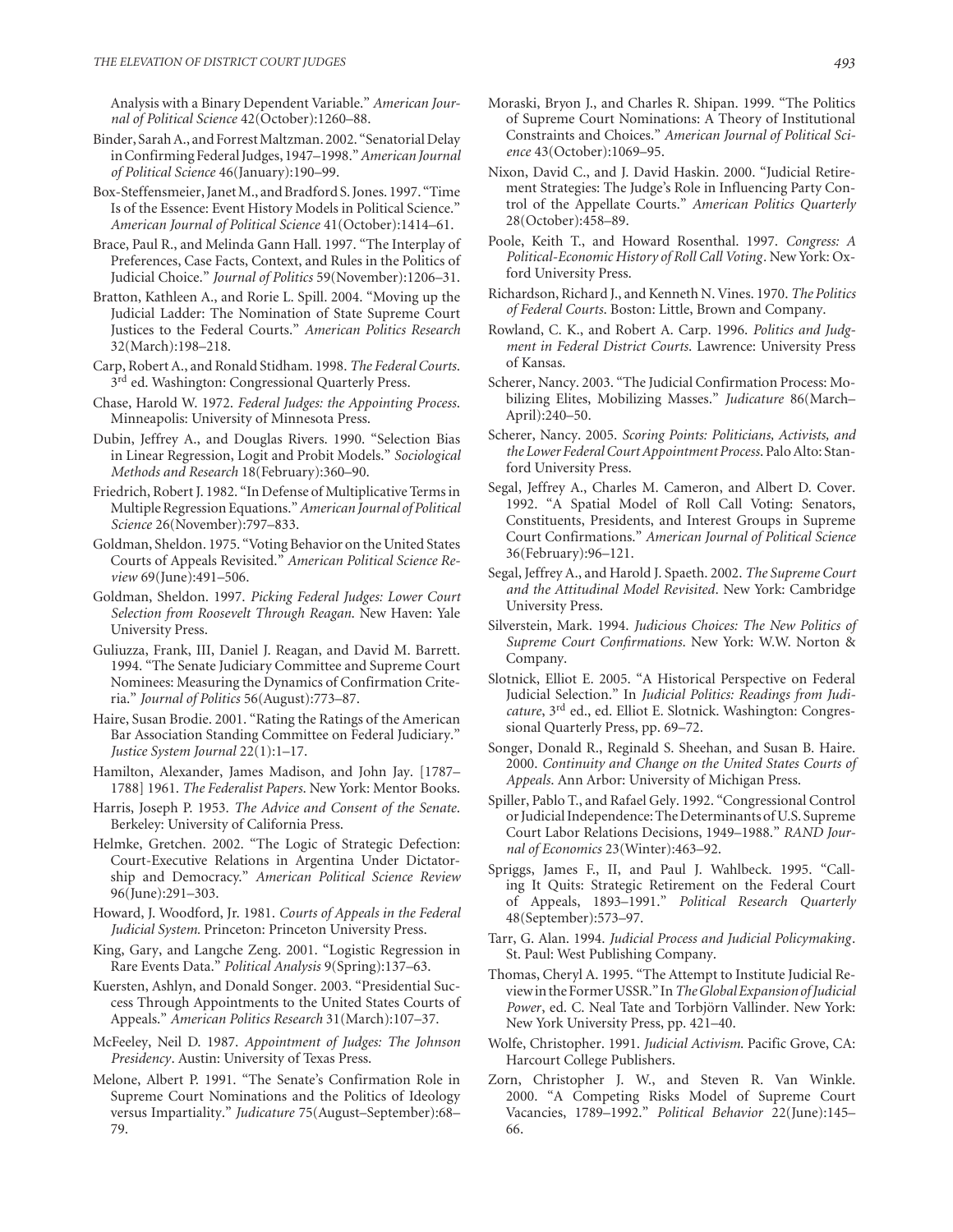Analysis with a Binary Dependent Variable." *American Journal of Political Science* 42(October):1260–88.

Binder, Sarah A., and Forrest Maltzman. 2002. "Senatorial Delay in Confirming Federal Judges, 1947–1998." *American Journal of Political Science* 46(January):190–99.

Box-Steffensmeier, Janet M., and Bradford S. Jones. 1997. "Time Is of the Essence: Event History Models in Political Science." *American Journal of Political Science* 41(October):1414–61.

Brace, Paul R., and Melinda Gann Hall. 1997. "The Interplay of Preferences, Case Facts, Context, and Rules in the Politics of Judicial Choice." *Journal of Politics* 59(November):1206–31.

Bratton, Kathleen A., and Rorie L. Spill. 2004. "Moving up the Judicial Ladder: The Nomination of State Supreme Court Justices to the Federal Courts." *American Politics Research* 32(March):198–218.

Carp, Robert A., and Ronald Stidham. 1998. *The Federal Courts*. 3rd ed. Washington: Congressional Quarterly Press.

Chase, Harold W. 1972. *Federal Judges: the Appointing Process*. Minneapolis: University of Minnesota Press.

Dubin, Jeffrey A., and Douglas Rivers. 1990. "Selection Bias in Linear Regression, Logit and Probit Models." *Sociological Methods and Research* 18(February):360–90.

Friedrich, Robert J. 1982. "In Defense of Multiplicative Terms in Multiple Regression Equations." *American Journal of Political Science* 26(November):797–833.

Goldman, Sheldon. 1975. "Voting Behavior on the United States Courts of Appeals Revisited." *American Political Science Review* 69(June):491–506.

Goldman, Sheldon. 1997. *Picking Federal Judges: Lower Court Selection from Roosevelt Through Reagan*. New Haven: Yale University Press.

Guliuzza, Frank, III, Daniel J. Reagan, and David M. Barrett. 1994. "The Senate Judiciary Committee and Supreme Court Nominees: Measuring the Dynamics of Confirmation Criteria." *Journal of Politics* 56(August):773–87.

Haire, Susan Brodie. 2001. "Rating the Ratings of the American Bar Association Standing Committee on Federal Judiciary." *Justice System Journal* 22(1):1–17.

Hamilton, Alexander, James Madison, and John Jay. [1787–1788] 1961. *The Federalist Papers*. New York: Mentor Books.

Harris, Joseph P. 1953. *The Advice and Consent of the Senate*. Berkeley: University of California Press.

Helmke, Gretchen. 2002. "The Logic of Strategic Defection: Court-Executive Relations in Argentina Under Dictatorship and Democracy." *American Political Science Review* 96(June):291–303.

Howard, J. Woodford, Jr. 1981. *Courts of Appeals in the Federal Judicial System*. Princeton: Princeton University Press.

King, Gary, and Langche Zeng. 2001. "Logistic Regression in Rare Events Data." *Political Analysis* 9(Spring):137–63.

Kuersten, Ashlyn, and Donald Songer. 2003. "Presidential Success Through Appointments to the United States Courts of Appeals." *American Politics Research* 31(March):107–37.

McFeeley, Neil D. 1987. *Appointment of Judges: The Johnson Presidency*. Austin: University of Texas Press.

Melone, Albert P. 1991. "The Senate's Confirmation Role in Supreme Court Nominations and the Politics of Ideology versus Impartiality." *Judicature* 75(August–September):68–79.

Moraski, Bryon J., and Charles R. Shipan. 1999. "The Politics of Supreme Court Nominations: A Theory of Institutional Constraints and Choices." *American Journal of Political Science* 43(October):1069–95.

Nixon, David C., and J. David Haskin. 2000. "Judicial Retirement Strategies: The Judge's Role in Influencing Party Control of the Appellate Courts." *American Politics Quarterly* 28(October):458–89.

Poole, Keith T., and Howard Rosenthal. 1997. *Congress: A Political-Economic History of Roll Call Voting*. New York: Oxford University Press.

Richardson, Richard J., and Kenneth N. Vines. 1970. *The Politics of Federal Courts*. Boston: Little, Brown and Company.

Rowland, C. K., and Robert A. Carp. 1996. *Politics and Judgment in Federal District Courts*. Lawrence: University Press of Kansas.

Scherer, Nancy. 2003. "The Judicial Confirmation Process: Mobilizing Elites, Mobilizing Masses." *Judicature* 86(March–April):240–50.

Scherer, Nancy. 2005. *Scoring Points: Politicians, Activists, and the Lower Federal Court Appointment Process*. Palo Alto: Stanford University Press.

Segal, Jeffrey A., Charles M. Cameron, and Albert D. Cover. 1992. "A Spatial Model of Roll Call Voting: Senators, Constituents, Presidents, and Interest Groups in Supreme Court Confirmations." *American Journal of Political Science* 36(February):96–121.

Segal, Jeffrey A., and Harold J. Spaeth. 2002. *The Supreme Court and the Attitudinal Model Revisited*. New York: Cambridge University Press.

Silverstein, Mark. 1994. *Judicious Choices: The New Politics of Supreme Court Confirmations*. New York: W.W. Norton & Company.

Slotnick, Elliot E. 2005. "A Historical Perspective on Federal Judicial Selection." In *Judicial Politics: Readings from Judicature*, 3rd ed., ed. Elliot E. Slotnick. Washington: Congressional Quarterly Press, pp. 69–72.

Songer, Donald R., Reginald S. Sheehan, and Susan B. Haire. 2000. *Continuity and Change on the United States Courts of Appeals*. Ann Arbor: University of Michigan Press.

Spiller, Pablo T., and Rafael Gely. 1992. "Congressional Control or Judicial Independence: The Determinants of U.S. Supreme Court Labor Relations Decisions, 1949–1988." *RAND Journal of Economics* 23(Winter):463–92.

Spriggs, James F., II, and Paul J. Wahlbeck. 1995. "Calling It Quits: Strategic Retirement on the Federal Court of Appeals, 1893–1991." *Political Research Quarterly* 48(September):573–97.

Tarr, G. Alan. 1994. *Judicial Process and Judicial Policymaking*. St. Paul: West Publishing Company.

Thomas, Cheryl A. 1995. "The Attempt to Institute Judicial Review in the Former USSR." In *The Global Expansion of Judicial Power*, ed. C. Neal Tate and Torbjörn Vallinder. New York: New York University Press, pp. 421–40.

Wolfe, Christopher. 1991. *Judicial Activism*. Pacific Grove, CA: Harcourt College Publishers.

Zorn, Christopher J. W., and Steven R. Van Winkle. 2000. "A Competing Risks Model of Supreme Court Vacancies, 1789–1992." *Political Behavior* 22(June):145–66.